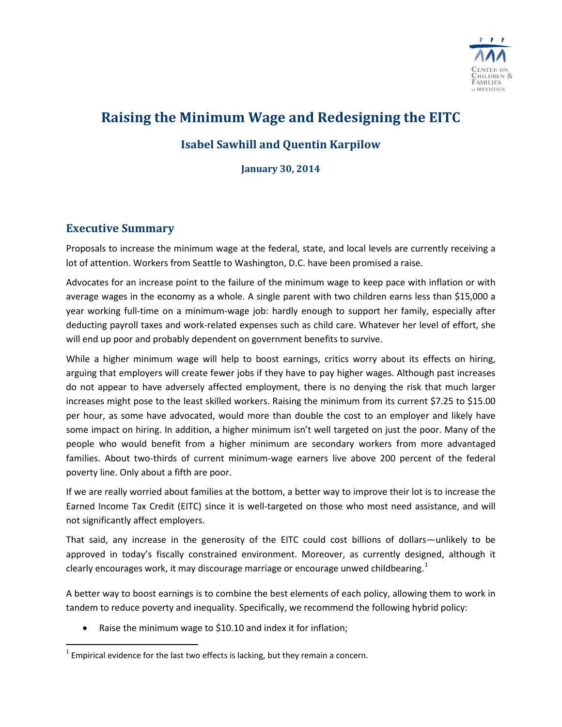# Raising the Minimum Wage and Redesigning the EITC

### Isabel Sawhill and Quentin Karpilow

**January 30, 2014**

## Executive Summary

Proposals to increase the minimum wage at the federal, state, and local levels are currently receiving a lot of attention. Workers from Seattle to Washington, D.C. have been promised a raise.

Advocates for an increase point to the failure of the minimum wage to keep pace with inflation or with average wages in the economy as a whole. A single parent with two children earns less than $15,000 a year working full-time on a minimum-wage job: hardly enough to support her family, especially after deducting payroll taxes and work-related expenses such as child care. Whatever her level of effort, she will end up poor and probably dependent on government benefits to survive.

While a higher minimum wage will help to boost earnings, critics worry about its effects on hiring, arguing that employers will create fewer jobs if they have to pay higher wages. Although past increases do not appear to have adversely affected employment, there is no denying the risk that much larger increases might pose to the least skilled workers. Raising the minimum from its current $7.25 to $15.00 per hour, as some have advocated, would more than double the cost to an employer and likely have some impact on hiring. In addition, a higher minimum isn't well targeted on just the poor. Many of the people who would benefit from a higher minimum are secondary workers from more advantaged families. About two-thirds of current minimum-wage earners live above 200 percent of the federal poverty line. Only about a fifth are poor.

If we are really worried about families at the bottom, a better way to improve their lot is to increase the Earned Income Tax Credit (EITC) since it is well-targeted on those who most need assistance, and will not significantly affect employers.

That said, any increase in the generosity of the EITC could cost billions of dollars—unlikely to be approved in today's fiscally constrained environment. Moreover, as currently designed, although it clearly encourages work, it may discourage marriage or encourage unwed childbearing.[1]

A better way to boost earnings is to combine the best elements of each policy, allowing them to work in tandem to reduce poverty and inequality. Specifically, we recommend the following hybrid policy:

- Raise the minimum wage to $10.10 and index it for inflation;

[1] Empirical evidence for the last two effects is lacking, but they remain a concern.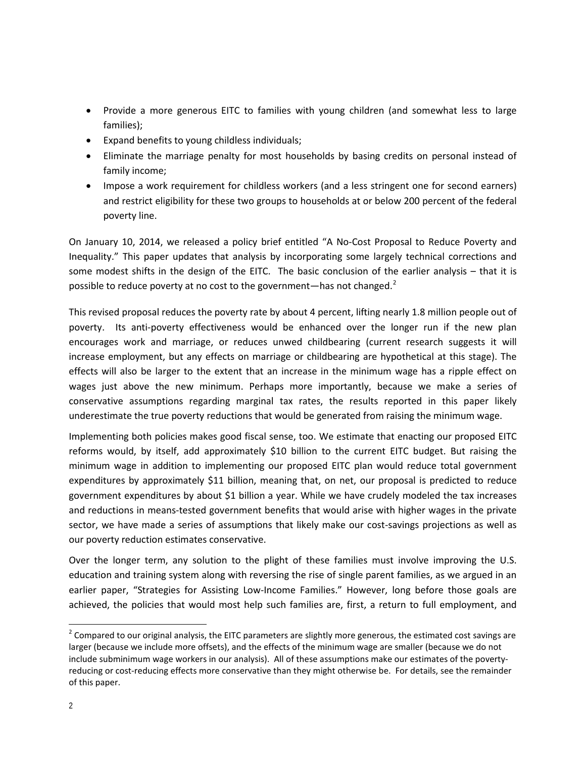- Provide a more generous EITC to families with young children (and somewhat less to large families);
- Expand benefits to young childless individuals;
- Eliminate the marriage penalty for most households by basing credits on personal instead of family income;
- Impose a work requirement for childless workers (and a less stringent one for second earners) and restrict eligibility for these two groups to households at or below 200 percent of the federal poverty line.

On January 10, 2014, we released a policy brief entitled "A No-Cost Proposal to Reduce Poverty and Inequality." This paper updates that analysis by incorporating some largely technical corrections and some modest shifts in the design of the EITC. The basic conclusion of the earlier analysis – that it is possible to reduce poverty at no cost to the government—has not changed.[2]

This revised proposal reduces the poverty rate by about 4 percent, lifting nearly 1.8 million people out of poverty. Its anti-poverty effectiveness would be enhanced over the longer run if the new plan encourages work and marriage, or reduces unwed childbearing (current research suggests it will increase employment, but any effects on marriage or childbearing are hypothetical at this stage). The effects will also be larger to the extent that an increase in the minimum wage has a ripple effect on wages just above the new minimum. Perhaps more importantly, because we make a series of conservative assumptions regarding marginal tax rates, the results reported in this paper likely underestimate the true poverty reductions that would be generated from raising the minimum wage.

Implementing both policies makes good fiscal sense, too. We estimate that enacting our proposed EITC reforms would, by itself, add approximately $10 billion to the current EITC budget. But raising the minimum wage in addition to implementing our proposed EITC plan would reduce total government expenditures by approximately $11 billion, meaning that, on net, our proposal is predicted to reduce government expenditures by about $1 billion a year. While we have crudely modeled the tax increases and reductions in means-tested government benefits that would arise with higher wages in the private sector, we have made a series of assumptions that likely make our cost-savings projections as well as our poverty reduction estimates conservative.

Over the longer term, any solution to the plight of these families must involve improving the U.S. education and training system along with reversing the rise of single parent families, as we argued in an earlier paper, "Strategies for Assisting Low-Income Families." However, long before those goals are achieved, the policies that would most help such families are, first, a return to full employment, and

[2] Compared to our original analysis, the EITC parameters are slightly more generous, the estimated cost savings are larger (because we include more offsets), and the effects of the minimum wage are smaller (because we do not include subminimum wage workers in our analysis). All of these assumptions make our estimates of the poverty-reducing or cost-reducing effects more conservative than they might otherwise be. For details, see the remainder of this paper.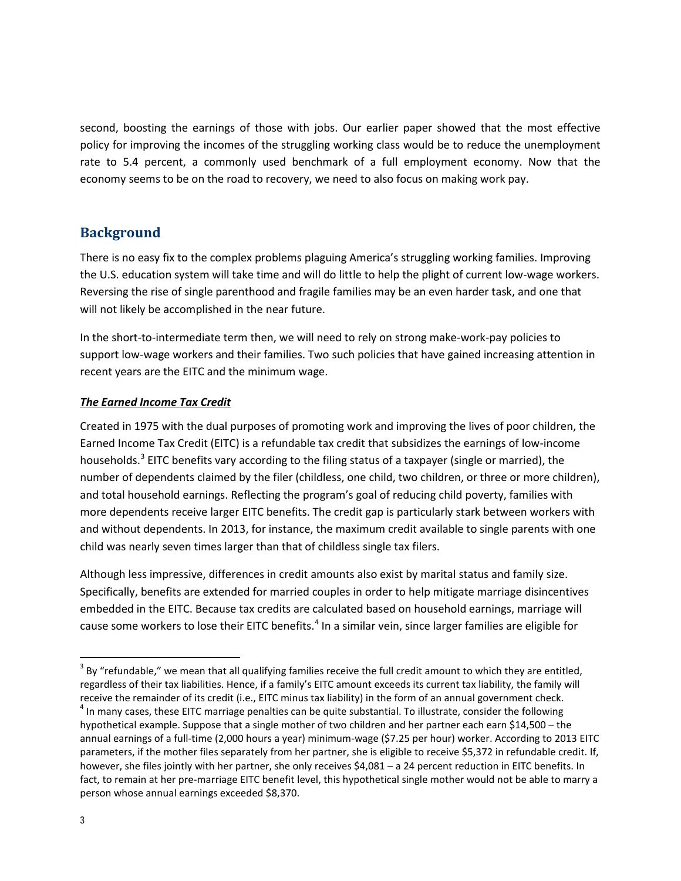second, boosting the earnings of those with jobs. Our earlier paper showed that the most effective policy for improving the incomes of the struggling working class would be to reduce the unemployment rate to 5.4 percent, a commonly used benchmark of a full employment economy. Now that the economy seems to be on the road to recovery, we need to also focus on making work pay.

## Background

There is no easy fix to the complex problems plaguing America's struggling working families. Improving the U.S. education system will take time and will do little to help the plight of current low-wage workers. Reversing the rise of single parenthood and fragile families may be an even harder task, and one that will not likely be accomplished in the near future.

In the short-to-intermediate term then, we will need to rely on strong make-work-pay policies to support low-wage workers and their families. Two such policies that have gained increasing attention in recent years are the EITC and the minimum wage.

***The Earned Income Tax Credit***

Created in 1975 with the dual purposes of promoting work and improving the lives of poor children, the Earned Income Tax Credit (EITC) is a refundable tax credit that subsidizes the earnings of low-income households.[3] EITC benefits vary according to the filing status of a taxpayer (single or married), the number of dependents claimed by the filer (childless, one child, two children, or three or more children), and total household earnings. Reflecting the program's goal of reducing child poverty, families with more dependents receive larger EITC benefits. The credit gap is particularly stark between workers with and without dependents. In 2013, for instance, the maximum credit available to single parents with one child was nearly seven times larger than that of childless single tax filers.

Although less impressive, differences in credit amounts also exist by marital status and family size. Specifically, benefits are extended for married couples in order to help mitigate marriage disincentives embedded in the EITC. Because tax credits are calculated based on household earnings, marriage will cause some workers to lose their EITC benefits.[4] In a similar vein, since larger families are eligible for

---

[3] By "refundable," we mean that all qualifying families receive the full credit amount to which they are entitled, regardless of their tax liabilities. Hence, if a family's EITC amount exceeds its current tax liability, the family will receive the remainder of its credit (i.e., EITC minus tax liability) in the form of an annual government check.

[4] In many cases, these EITC marriage penalties can be quite substantial. To illustrate, consider the following hypothetical example. Suppose that a single mother of two children and her partner each earn $14,500 – the annual earnings of a full-time (2,000 hours a year) minimum-wage ($7.25 per hour) worker. According to 2013 EITC parameters, if the mother files separately from her partner, she is eligible to receive $5,372 in refundable credit. If, however, she files jointly with her partner, she only receives $4,081 – a 24 percent reduction in EITC benefits. In fact, to remain at her pre-marriage EITC benefit level, this hypothetical single mother would not be able to marry a person whose annual earnings exceeded $8,370.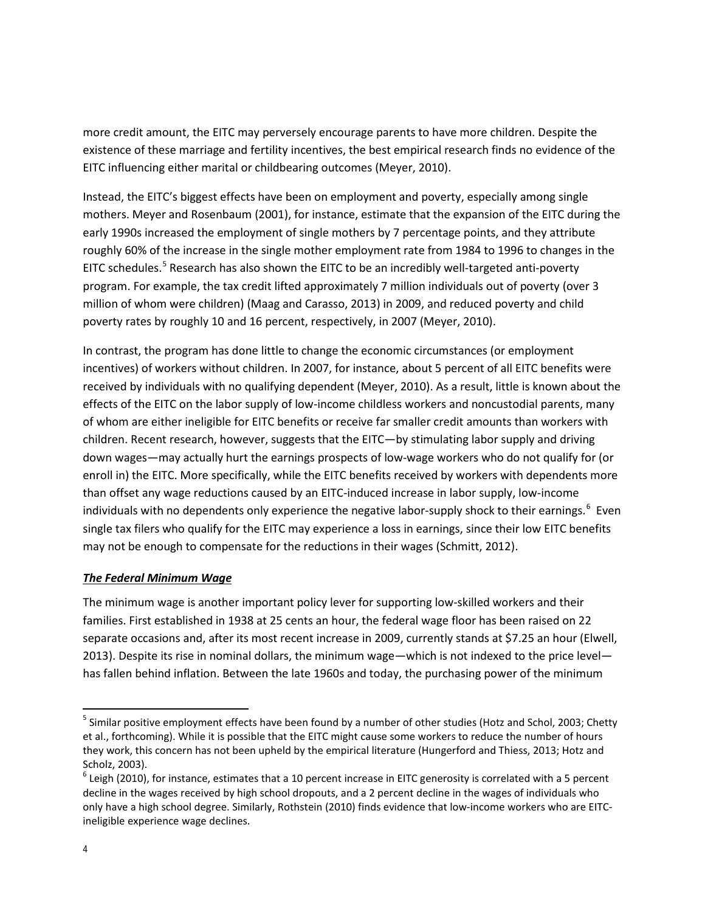more credit amount, the EITC may perversely encourage parents to have more children. Despite the existence of these marriage and fertility incentives, the best empirical research finds no evidence of the EITC influencing either marital or childbearing outcomes (Meyer, 2010).

Instead, the EITC's biggest effects have been on employment and poverty, especially among single mothers. Meyer and Rosenbaum (2001), for instance, estimate that the expansion of the EITC during the early 1990s increased the employment of single mothers by 7 percentage points, and they attribute roughly 60% of the increase in the single mother employment rate from 1984 to 1996 to changes in the EITC schedules.[5] Research has also shown the EITC to be an incredibly well-targeted anti-poverty program. For example, the tax credit lifted approximately 7 million individuals out of poverty (over 3 million of whom were children) (Maag and Carasso, 2013) in 2009, and reduced poverty and child poverty rates by roughly 10 and 16 percent, respectively, in 2007 (Meyer, 2010).

In contrast, the program has done little to change the economic circumstances (or employment incentives) of workers without children. In 2007, for instance, about 5 percent of all EITC benefits were received by individuals with no qualifying dependent (Meyer, 2010). As a result, little is known about the effects of the EITC on the labor supply of low-income childless workers and noncustodial parents, many of whom are either ineligible for EITC benefits or receive far smaller credit amounts than workers with children. Recent research, however, suggests that the EITC—by stimulating labor supply and driving down wages—may actually hurt the earnings prospects of low-wage workers who do not qualify for (or enroll in) the EITC. More specifically, while the EITC benefits received by workers with dependents more than offset any wage reductions caused by an EITC-induced increase in labor supply, low-income individuals with no dependents only experience the negative labor-supply shock to their earnings.[6] Even single tax filers who qualify for the EITC may experience a loss in earnings, since their low EITC benefits may not be enough to compensate for the reductions in their wages (Schmitt, 2012).

***The Federal Minimum Wage***

The minimum wage is another important policy lever for supporting low-skilled workers and their families. First established in 1938 at 25 cents an hour, the federal wage floor has been raised on 22 separate occasions and, after its most recent increase in 2009, currently stands at $7.25 an hour (Elwell, 2013). Despite its rise in nominal dollars, the minimum wage—which is not indexed to the price level—has fallen behind inflation. Between the late 1960s and today, the purchasing power of the minimum

---

[5] Similar positive employment effects have been found by a number of other studies (Hotz and Schol, 2003; Chetty et al., forthcoming). While it is possible that the EITC might cause some workers to reduce the number of hours they work, this concern has not been upheld by the empirical literature (Hungerford and Thiess, 2013; Hotz and Scholz, 2003).

[6] Leigh (2010), for instance, estimates that a 10 percent increase in EITC generosity is correlated with a 5 percent decline in the wages received by high school dropouts, and a 2 percent decline in the wages of individuals who only have a high school degree. Similarly, Rothstein (2010) finds evidence that low-income workers who are EITC-ineligible experience wage declines.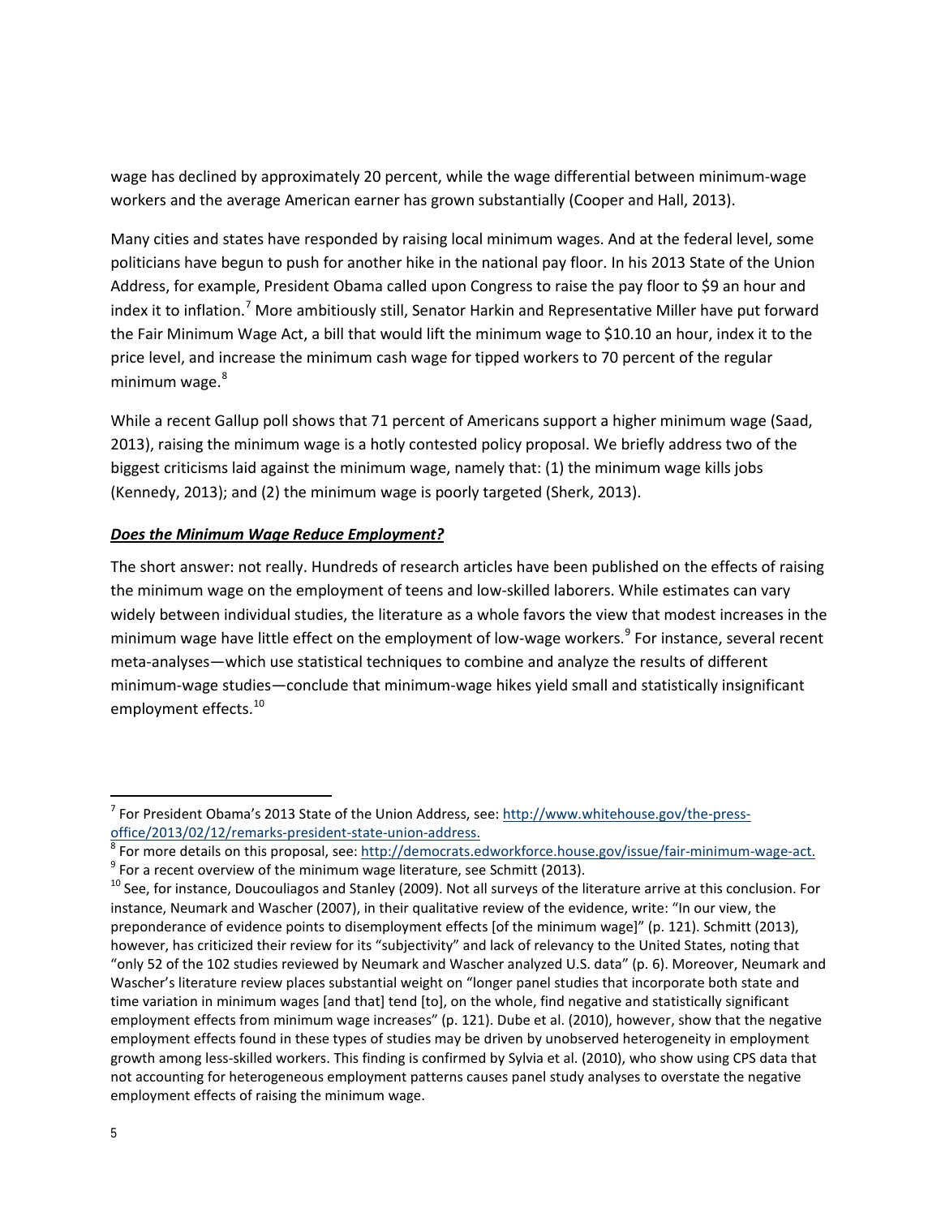wage has declined by approximately 20 percent, while the wage differential between minimum-wage workers and the average American earner has grown substantially (Cooper and Hall, 2013).

Many cities and states have responded by raising local minimum wages. And at the federal level, some politicians have begun to push for another hike in the national pay floor. In his 2013 State of the Union Address, for example, President Obama called upon Congress to raise the pay floor to $9 an hour and index it to inflation.[7] More ambitiously still, Senator Harkin and Representative Miller have put forward the Fair Minimum Wage Act, a bill that would lift the minimum wage to $10.10 an hour, index it to the price level, and increase the minimum cash wage for tipped workers to 70 percent of the regular minimum wage.[8]

While a recent Gallup poll shows that 71 percent of Americans support a higher minimum wage (Saad, 2013), raising the minimum wage is a hotly contested policy proposal. We briefly address two of the biggest criticisms laid against the minimum wage, namely that: (1) the minimum wage kills jobs (Kennedy, 2013); and (2) the minimum wage is poorly targeted (Sherk, 2013).

***Does the Minimum Wage Reduce Employment?***

The short answer: not really. Hundreds of research articles have been published on the effects of raising the minimum wage on the employment of teens and low-skilled laborers. While estimates can vary widely between individual studies, the literature as a whole favors the view that modest increases in the minimum wage have little effect on the employment of low-wage workers.[9] For instance, several recent meta-analyses—which use statistical techniques to combine and analyze the results of different minimum-wage studies—conclude that minimum-wage hikes yield small and statistically insignificant employment effects.[10]

---

[7] For President Obama's 2013 State of the Union Address, see: http://www.whitehouse.gov/the-press-office/2013/02/12/remarks-president-state-union-address.

[8] For more details on this proposal, see: http://democrats.edworkforce.house.gov/issue/fair-minimum-wage-act.

[9] For a recent overview of the minimum wage literature, see Schmitt (2013).

[10] See, for instance, Doucouliagos and Stanley (2009). Not all surveys of the literature arrive at this conclusion. For instance, Neumark and Wascher (2007), in their qualitative review of the evidence, write: "In our view, the preponderance of evidence points to disemployment effects [of the minimum wage]" (p. 121). Schmitt (2013), however, has criticized their review for its "subjectivity" and lack of relevancy to the United States, noting that "only 52 of the 102 studies reviewed by Neumark and Wascher analyzed U.S. data" (p. 6). Moreover, Neumark and Wascher's literature review places substantial weight on "longer panel studies that incorporate both state and time variation in minimum wages [and that] tend [to], on the whole, find negative and statistically significant employment effects from minimum wage increases" (p. 121). Dube et al. (2010), however, show that the negative employment effects found in these types of studies may be driven by unobserved heterogeneity in employment growth among less-skilled workers. This finding is confirmed by Sylvia et al. (2010), who show using CPS data that not accounting for heterogeneous employment patterns causes panel study analyses to overstate the negative employment effects of raising the minimum wage.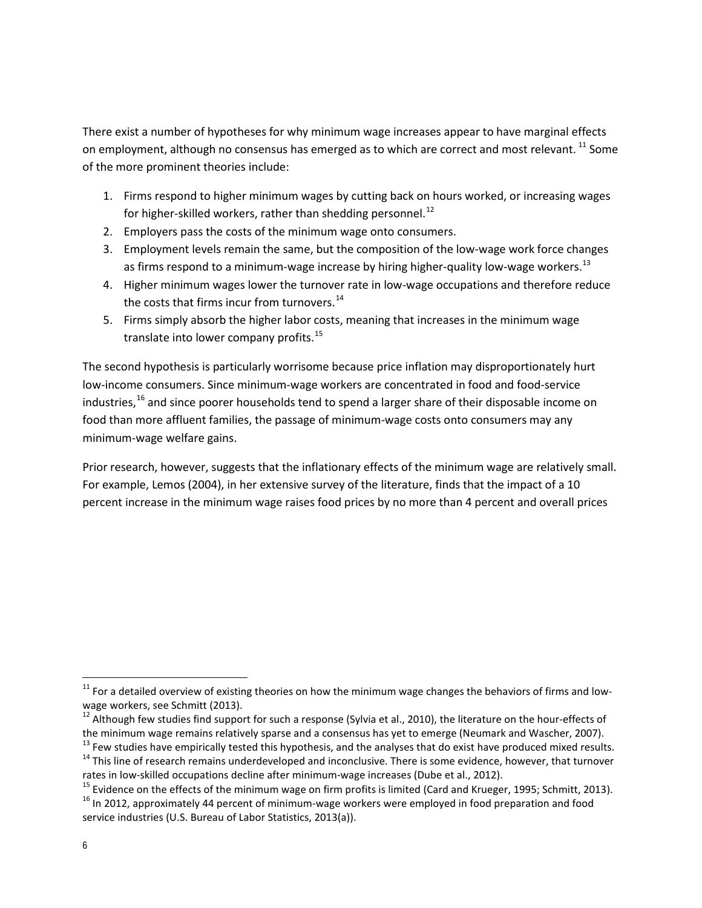There exist a number of hypotheses for why minimum wage increases appear to have marginal effects on employment, although no consensus has emerged as to which are correct and most relevant. [11] Some of the more prominent theories include:

1. Firms respond to higher minimum wages by cutting back on hours worked, or increasing wages for higher-skilled workers, rather than shedding personnel.[12]
2. Employers pass the costs of the minimum wage onto consumers.
3. Employment levels remain the same, but the composition of the low-wage work force changes as firms respond to a minimum-wage increase by hiring higher-quality low-wage workers.[13]
4. Higher minimum wages lower the turnover rate in low-wage occupations and therefore reduce the costs that firms incur from turnovers.[14]
5. Firms simply absorb the higher labor costs, meaning that increases in the minimum wage translate into lower company profits.[15]

The second hypothesis is particularly worrisome because price inflation may disproportionately hurt low-income consumers. Since minimum-wage workers are concentrated in food and food-service industries,[16] and since poorer households tend to spend a larger share of their disposable income on food than more affluent families, the passage of minimum-wage costs onto consumers may any minimum-wage welfare gains.

Prior research, however, suggests that the inflationary effects of the minimum wage are relatively small. For example, Lemos (2004), in her extensive survey of the literature, finds that the impact of a 10 percent increase in the minimum wage raises food prices by no more than 4 percent and overall prices

---

[11] For a detailed overview of existing theories on how the minimum wage changes the behaviors of firms and low-wage workers, see Schmitt (2013).

[12] Although few studies find support for such a response (Sylvia et al., 2010), the literature on the hour-effects of the minimum wage remains relatively sparse and a consensus has yet to emerge (Neumark and Wascher, 2007).

[13] Few studies have empirically tested this hypothesis, and the analyses that do exist have produced mixed results.

[14] This line of research remains underdeveloped and inconclusive. There is some evidence, however, that turnover rates in low-skilled occupations decline after minimum-wage increases (Dube et al., 2012).

[15] Evidence on the effects of the minimum wage on firm profits is limited (Card and Krueger, 1995; Schmitt, 2013).

[16] In 2012, approximately 44 percent of minimum-wage workers were employed in food preparation and food service industries (U.S. Bureau of Labor Statistics, 2013(a)).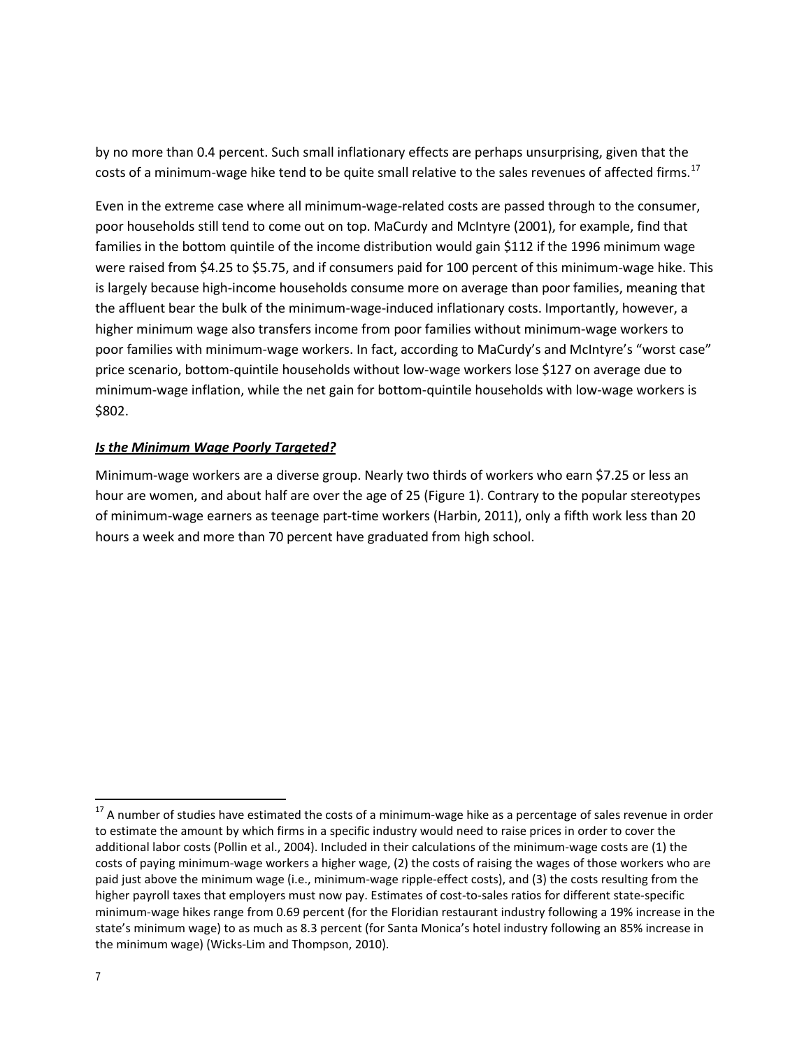by no more than 0.4 percent. Such small inflationary effects are perhaps unsurprising, given that the costs of a minimum-wage hike tend to be quite small relative to the sales revenues of affected firms.[17]

Even in the extreme case where all minimum-wage-related costs are passed through to the consumer, poor households still tend to come out on top. MaCurdy and McIntyre (2001), for example, find that families in the bottom quintile of the income distribution would gain $112 if the 1996 minimum wage were raised from $4.25 to $5.75, and if consumers paid for 100 percent of this minimum-wage hike. This is largely because high-income households consume more on average than poor families, meaning that the affluent bear the bulk of the minimum-wage-induced inflationary costs. Importantly, however, a higher minimum wage also transfers income from poor families without minimum-wage workers to poor families with minimum-wage workers. In fact, according to MaCurdy's and McIntyre's "worst case" price scenario, bottom-quintile households without low-wage workers lose $127 on average due to minimum-wage inflation, while the net gain for bottom-quintile households with low-wage workers is $802.

***Is the Minimum Wage Poorly Targeted?***

Minimum-wage workers are a diverse group. Nearly two thirds of workers who earn $7.25 or less an hour are women, and about half are over the age of 25 (Figure 1). Contrary to the popular stereotypes of minimum-wage earners as teenage part-time workers (Harbin, 2011), only a fifth work less than 20 hours a week and more than 70 percent have graduated from high school.

[17] A number of studies have estimated the costs of a minimum-wage hike as a percentage of sales revenue in order to estimate the amount by which firms in a specific industry would need to raise prices in order to cover the additional labor costs (Pollin et al., 2004). Included in their calculations of the minimum-wage costs are (1) the costs of paying minimum-wage workers a higher wage, (2) the costs of raising the wages of those workers who are paid just above the minimum wage (i.e., minimum-wage ripple-effect costs), and (3) the costs resulting from the higher payroll taxes that employers must now pay. Estimates of cost-to-sales ratios for different state-specific minimum-wage hikes range from 0.69 percent (for the Floridian restaurant industry following a 19% increase in the state's minimum wage) to as much as 8.3 percent (for Santa Monica's hotel industry following an 85% increase in the minimum wage) (Wicks-Lim and Thompson, 2010).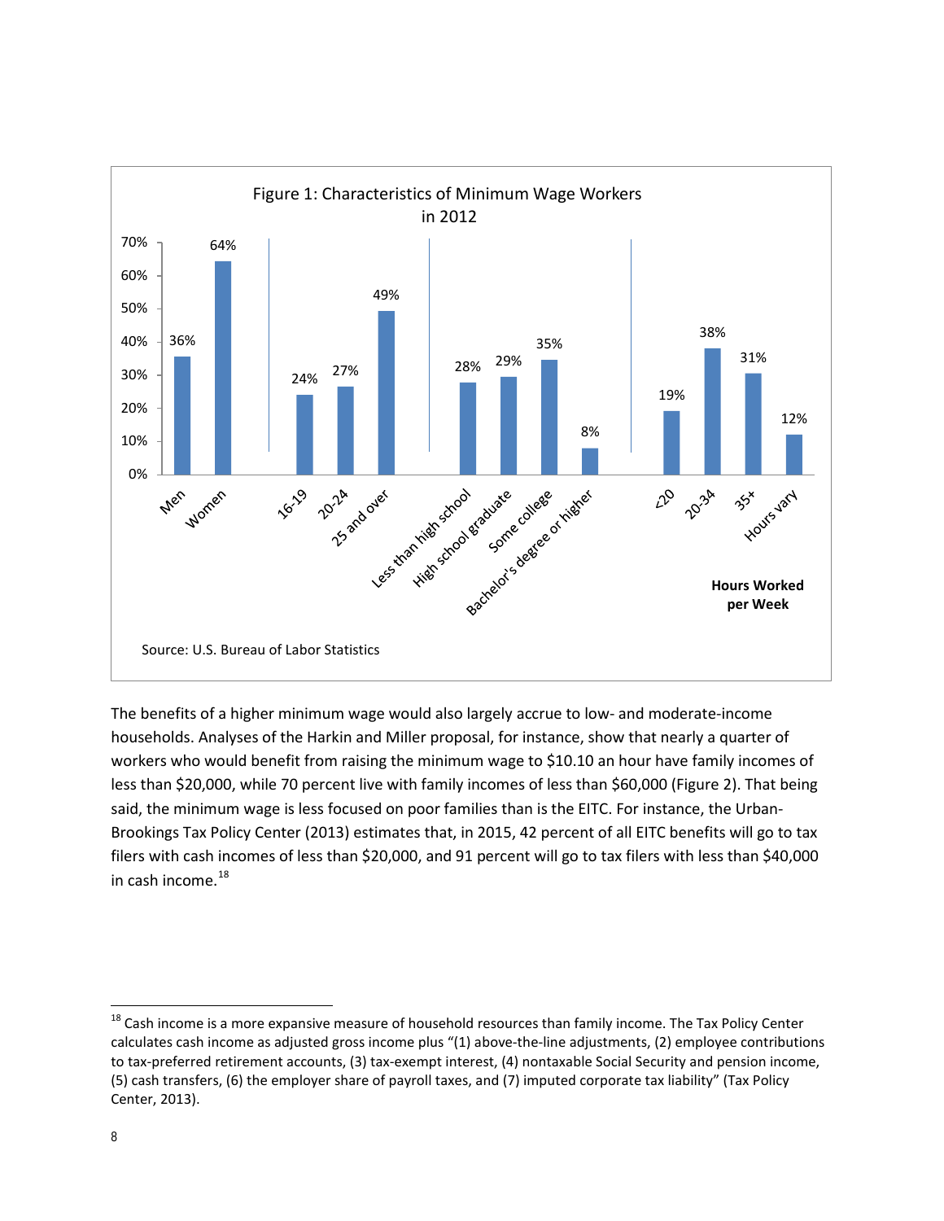Figure 1: Characteristics of Minimum Wage Workers in 2012

| Category | Share |
|---|---|
| Men | 36% |
| Women | 64% |
| 16-19 | 24% |
| 20-24 | 27% |
| 25 and over | 49% |
| Less than high school | 28% |
| High school graduate | 29% |
| Some college | 35% |
| Bachelor's degree or higher | 8% |
| **Hours Worked per Week:** <20 | 19% |
| 20-34 | 38% |
| 35+ | 31% |
| Hours vary | 12% |

Source: U.S. Bureau of Labor Statistics

The benefits of a higher minimum wage would also largely accrue to low- and moderate-income households. Analyses of the Harkin and Miller proposal, for instance, show that nearly a quarter of workers who would benefit from raising the minimum wage to $10.10 an hour have family incomes of less than $20,000, while 70 percent live with family incomes of less than $60,000 (Figure 2). That being said, the minimum wage is less focused on poor families than is the EITC. For instance, the Urban-Brookings Tax Policy Center (2013) estimates that, in 2015, 42 percent of all EITC benefits will go to tax filers with cash incomes of less than $20,000, and 91 percent will go to tax filers with less than $40,000 in cash income.[18]

[18] Cash income is a more expansive measure of household resources than family income. The Tax Policy Center calculates cash income as adjusted gross income plus "(1) above-the-line adjustments, (2) employee contributions to tax-preferred retirement accounts, (3) tax-exempt interest, (4) nontaxable Social Security and pension income, (5) cash transfers, (6) the employer share of payroll taxes, and (7) imputed corporate tax liability" (Tax Policy Center, 2013).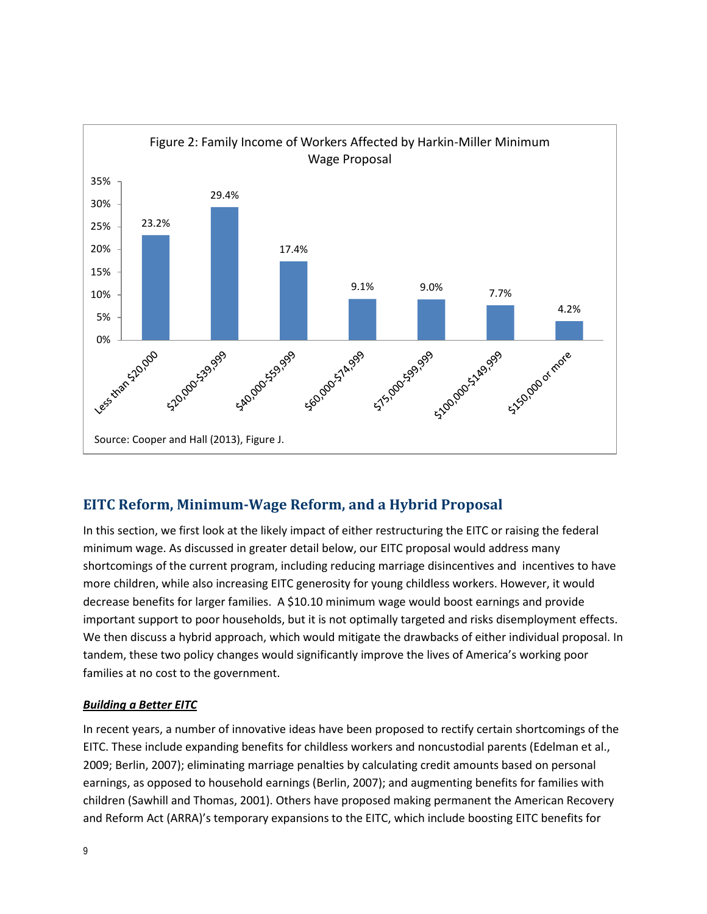Figure 2: Family Income of Workers Affected by Harkin-Miller Minimum Wage Proposal

| Family Income | Share |
| --- | --- |
| Less than $20,000 | 23.2% |
| $20,000-$39,999 | 29.4% |
| $40,000-$59,999 | 17.4% |
| $60,000-$74,999 | 9.1% |
| $75,000-$99,999 | 9.0% |
| $100,000-$149,999 | 7.7% |
| $150,000 or more | 4.2% |

Source: Cooper and Hall (2013), Figure J.

## EITC Reform, Minimum-Wage Reform, and a Hybrid Proposal

In this section, we first look at the likely impact of either restructuring the EITC or raising the federal minimum wage. As discussed in greater detail below, our EITC proposal would address many shortcomings of the current program, including reducing marriage disincentives and incentives to have more children, while also increasing EITC generosity for young childless workers. However, it would decrease benefits for larger families. A $10.10 minimum wage would boost earnings and provide important support to poor households, but it is not optimally targeted and risks disemployment effects. We then discuss a hybrid approach, which would mitigate the drawbacks of either individual proposal. In tandem, these two policy changes would significantly improve the lives of America's working poor families at no cost to the government.

### ***Building a Better EITC***

In recent years, a number of innovative ideas have been proposed to rectify certain shortcomings of the EITC. These include expanding benefits for childless workers and noncustodial parents (Edelman et al., 2009; Berlin, 2007); eliminating marriage penalties by calculating credit amounts based on personal earnings, as opposed to household earnings (Berlin, 2007); and augmenting benefits for families with children (Sawhill and Thomas, 2001). Others have proposed making permanent the American Recovery and Reform Act (ARRA)'s temporary expansions to the EITC, which include boosting EITC benefits for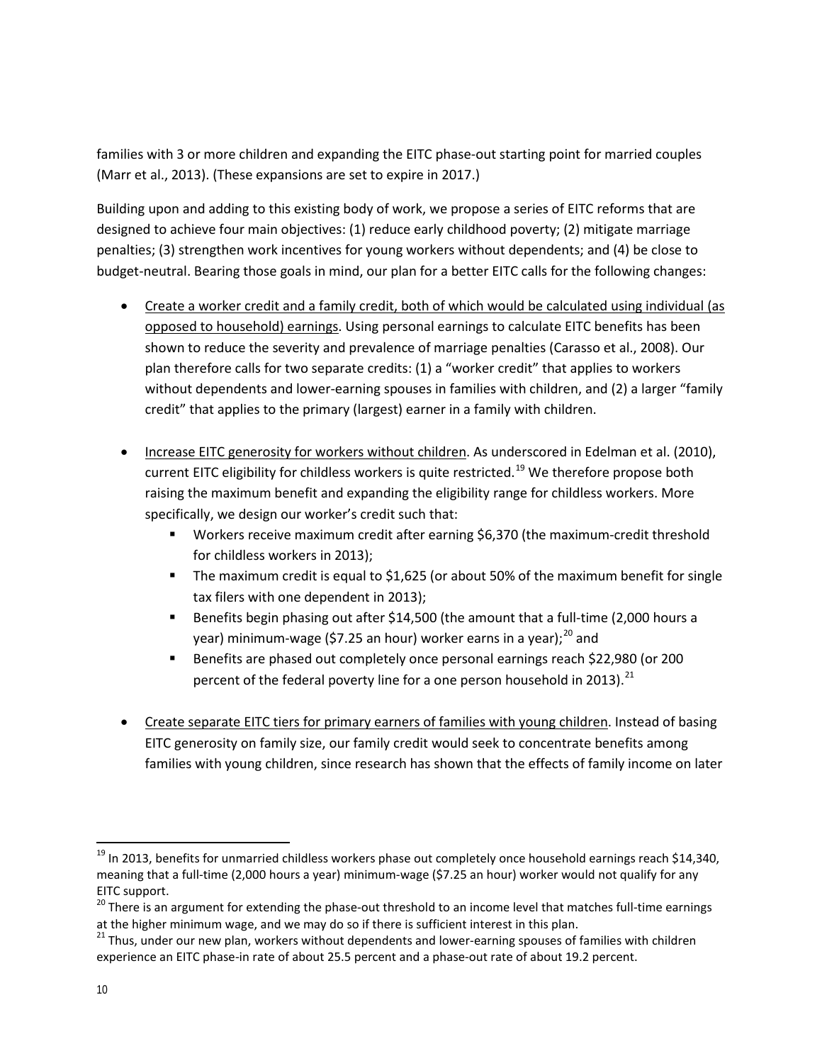families with 3 or more children and expanding the EITC phase-out starting point for married couples (Marr et al., 2013). (These expansions are set to expire in 2017.)

Building upon and adding to this existing body of work, we propose a series of EITC reforms that are designed to achieve four main objectives: (1) reduce early childhood poverty; (2) mitigate marriage penalties; (3) strengthen work incentives for young workers without dependents; and (4) be close to budget-neutral. Bearing those goals in mind, our plan for a better EITC calls for the following changes:

- <u>Create a worker credit and a family credit, both of which would be calculated using individual (as opposed to household) earnings</u>. Using personal earnings to calculate EITC benefits has been shown to reduce the severity and prevalence of marriage penalties (Carasso et al., 2008). Our plan therefore calls for two separate credits: (1) a "worker credit" that applies to workers without dependents and lower-earning spouses in families with children, and (2) a larger "family credit" that applies to the primary (largest) earner in a family with children.

- <u>Increase EITC generosity for workers without children</u>. As underscored in Edelman et al. (2010), current EITC eligibility for childless workers is quite restricted.[19] We therefore propose both raising the maximum benefit and expanding the eligibility range for childless workers. More specifically, we design our worker's credit such that:
  - Workers receive maximum credit after earning $6,370 (the maximum-credit threshold for childless workers in 2013);
  - The maximum credit is equal to $1,625 (or about 50% of the maximum benefit for single tax filers with one dependent in 2013);
  - Benefits begin phasing out after $14,500 (the amount that a full-time (2,000 hours a year) minimum-wage ($7.25 an hour) worker earns in a year);[20] and
  - Benefits are phased out completely once personal earnings reach $22,980 (or 200 percent of the federal poverty line for a one person household in 2013).[21]

- <u>Create separate EITC tiers for primary earners of families with young children</u>. Instead of basing EITC generosity on family size, our family credit would seek to concentrate benefits among families with young children, since research has shown that the effects of family income on later

---

[19] In 2013, benefits for unmarried childless workers phase out completely once household earnings reach $14,340, meaning that a full-time (2,000 hours a year) minimum-wage ($7.25 an hour) worker would not qualify for any EITC support.

[20] There is an argument for extending the phase-out threshold to an income level that matches full-time earnings at the higher minimum wage, and we may do so if there is sufficient interest in this plan.

[21] Thus, under our new plan, workers without dependents and lower-earning spouses of families with children experience an EITC phase-in rate of about 25.5 percent and a phase-out rate of about 19.2 percent.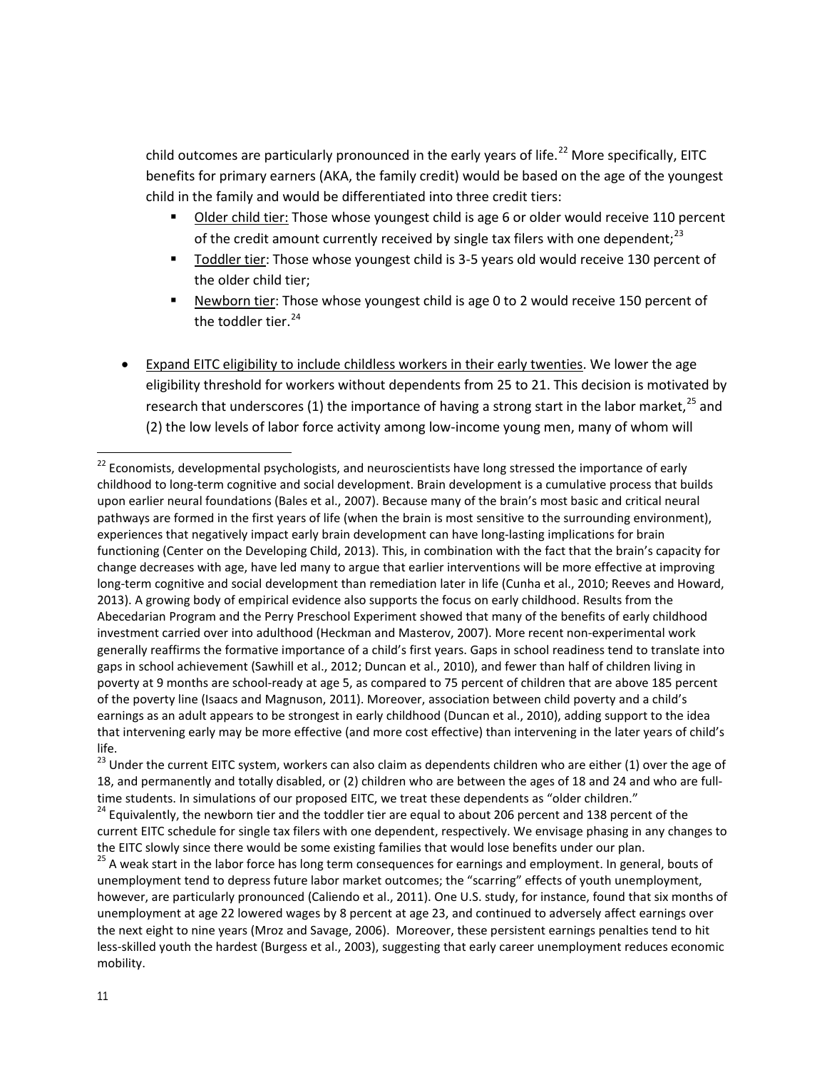child outcomes are particularly pronounced in the early years of life.[22] More specifically, EITC benefits for primary earners (AKA, the family credit) would be based on the age of the youngest child in the family and would be differentiated into three credit tiers:

- Older child tier: Those whose youngest child is age 6 or older would receive 110 percent of the credit amount currently received by single tax filers with one dependent;[23]
- Toddler tier: Those whose youngest child is 3-5 years old would receive 130 percent of the older child tier;
- Newborn tier: Those whose youngest child is age 0 to 2 would receive 150 percent of the toddler tier.[24]

- Expand EITC eligibility to include childless workers in their early twenties. We lower the age eligibility threshold for workers without dependents from 25 to 21. This decision is motivated by research that underscores (1) the importance of having a strong start in the labor market,[25] and (2) the low levels of labor force activity among low-income young men, many of whom will

---

[22] Economists, developmental psychologists, and neuroscientists have long stressed the importance of early childhood to long-term cognitive and social development. Brain development is a cumulative process that builds upon earlier neural foundations (Bales et al., 2007). Because many of the brain's most basic and critical neural pathways are formed in the first years of life (when the brain is most sensitive to the surrounding environment), experiences that negatively impact early brain development can have long-lasting implications for brain functioning (Center on the Developing Child, 2013). This, in combination with the fact that the brain's capacity for change decreases with age, have led many to argue that earlier interventions will be more effective at improving long-term cognitive and social development than remediation later in life (Cunha et al., 2010; Reeves and Howard, 2013). A growing body of empirical evidence also supports the focus on early childhood. Results from the Abecedarian Program and the Perry Preschool Experiment showed that many of the benefits of early childhood investment carried over into adulthood (Heckman and Masterov, 2007). More recent non-experimental work generally reaffirms the formative importance of a child's first years. Gaps in school readiness tend to translate into gaps in school achievement (Sawhill et al., 2012; Duncan et al., 2010), and fewer than half of children living in poverty at 9 months are school-ready at age 5, as compared to 75 percent of children that are above 185 percent of the poverty line (Isaacs and Magnuson, 2011). Moreover, association between child poverty and a child's earnings as an adult appears to be strongest in early childhood (Duncan et al., 2010), adding support to the idea that intervening early may be more effective (and more cost effective) than intervening in the later years of child's life.

[23] Under the current EITC system, workers can also claim as dependents children who are either (1) over the age of 18, and permanently and totally disabled, or (2) children who are between the ages of 18 and 24 and who are full-time students. In simulations of our proposed EITC, we treat these dependents as "older children."

[24] Equivalently, the newborn tier and the toddler tier are equal to about 206 percent and 138 percent of the current EITC schedule for single tax filers with one dependent, respectively. We envisage phasing in any changes to the EITC slowly since there would be some existing families that would lose benefits under our plan.

[25] A weak start in the labor force has long term consequences for earnings and employment. In general, bouts of unemployment tend to depress future labor market outcomes; the "scarring" effects of youth unemployment, however, are particularly pronounced (Caliendo et al., 2011). One U.S. study, for instance, found that six months of unemployment at age 22 lowered wages by 8 percent at age 23, and continued to adversely affect earnings over the next eight to nine years (Mroz and Savage, 2006). Moreover, these persistent earnings penalties tend to hit less-skilled youth the hardest (Burgess et al., 2003), suggesting that early career unemployment reduces economic mobility.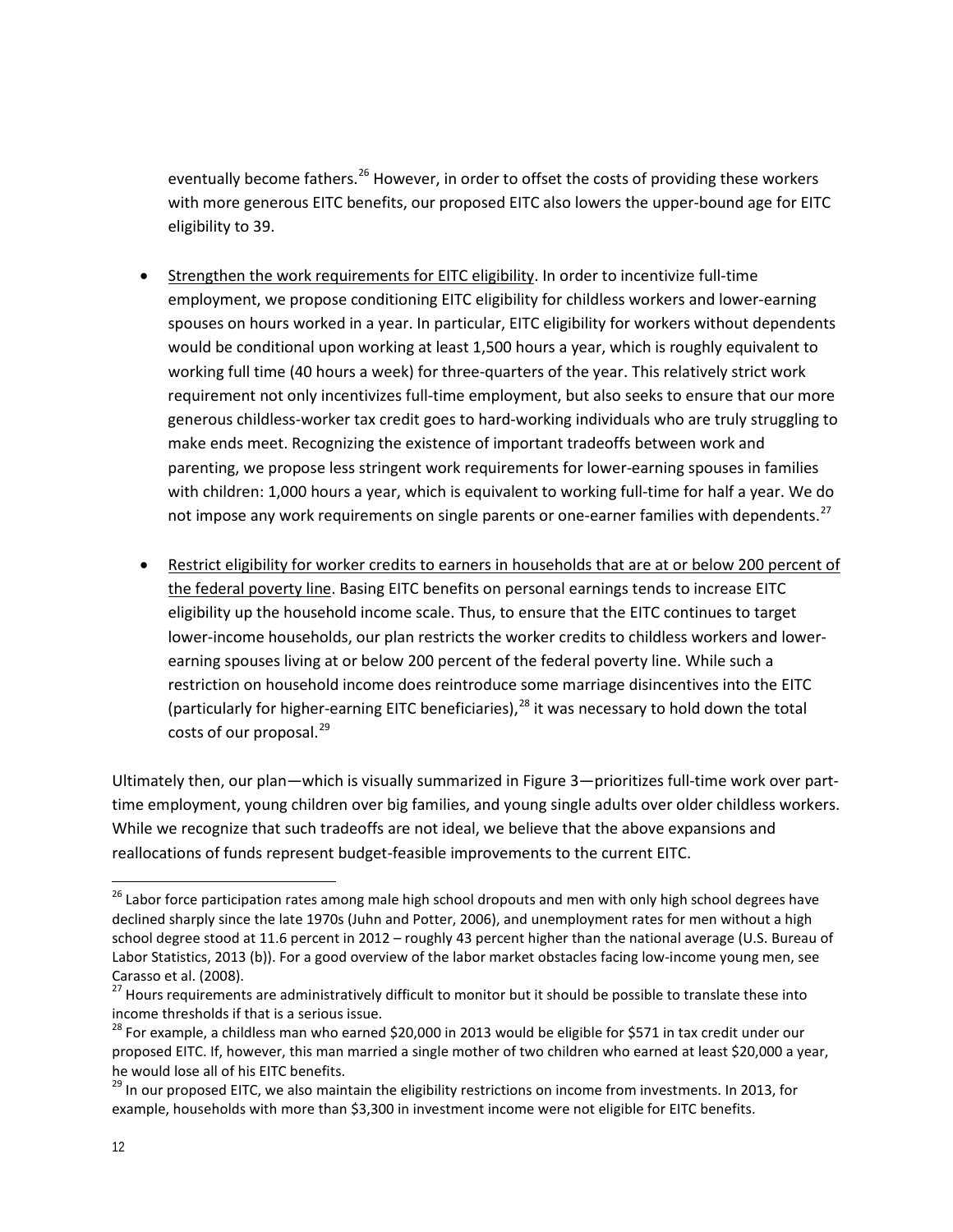eventually become fathers.[26] However, in order to offset the costs of providing these workers with more generous EITC benefits, our proposed EITC also lowers the upper-bound age for EITC eligibility to 39.

- <u>Strengthen the work requirements for EITC eligibility</u>. In order to incentivize full-time employment, we propose conditioning EITC eligibility for childless workers and lower-earning spouses on hours worked in a year. In particular, EITC eligibility for workers without dependents would be conditional upon working at least 1,500 hours a year, which is roughly equivalent to working full time (40 hours a week) for three-quarters of the year. This relatively strict work requirement not only incentivizes full-time employment, but also seeks to ensure that our more generous childless-worker tax credit goes to hard-working individuals who are truly struggling to make ends meet. Recognizing the existence of important tradeoffs between work and parenting, we propose less stringent work requirements for lower-earning spouses in families with children: 1,000 hours a year, which is equivalent to working full-time for half a year. We do not impose any work requirements on single parents or one-earner families with dependents.[27]

- <u>Restrict eligibility for worker credits to earners in households that are at or below 200 percent of the federal poverty line</u>. Basing EITC benefits on personal earnings tends to increase EITC eligibility up the household income scale. Thus, to ensure that the EITC continues to target lower-income households, our plan restricts the worker credits to childless workers and lower-earning spouses living at or below 200 percent of the federal poverty line. While such a restriction on household income does reintroduce some marriage disincentives into the EITC (particularly for higher-earning EITC beneficiaries),[28] it was necessary to hold down the total costs of our proposal.[29]

Ultimately then, our plan—which is visually summarized in Figure 3—prioritizes full-time work over part-time employment, young children over big families, and young single adults over older childless workers. While we recognize that such tradeoffs are not ideal, we believe that the above expansions and reallocations of funds represent budget-feasible improvements to the current EITC.

---

[26] Labor force participation rates among male high school dropouts and men with only high school degrees have declined sharply since the late 1970s (Juhn and Potter, 2006), and unemployment rates for men without a high school degree stood at 11.6 percent in 2012 – roughly 43 percent higher than the national average (U.S. Bureau of Labor Statistics, 2013 (b)). For a good overview of the labor market obstacles facing low-income young men, see Carasso et al. (2008).

[27] Hours requirements are administratively difficult to monitor but it should be possible to translate these into income thresholds if that is a serious issue.

[28] For example, a childless man who earned $20,000 in 2013 would be eligible for $571 in tax credit under our proposed EITC. If, however, this man married a single mother of two children who earned at least $20,000 a year, he would lose all of his EITC benefits.

[29] In our proposed EITC, we also maintain the eligibility restrictions on income from investments. In 2013, for example, households with more than $3,300 in investment income were not eligible for EITC benefits.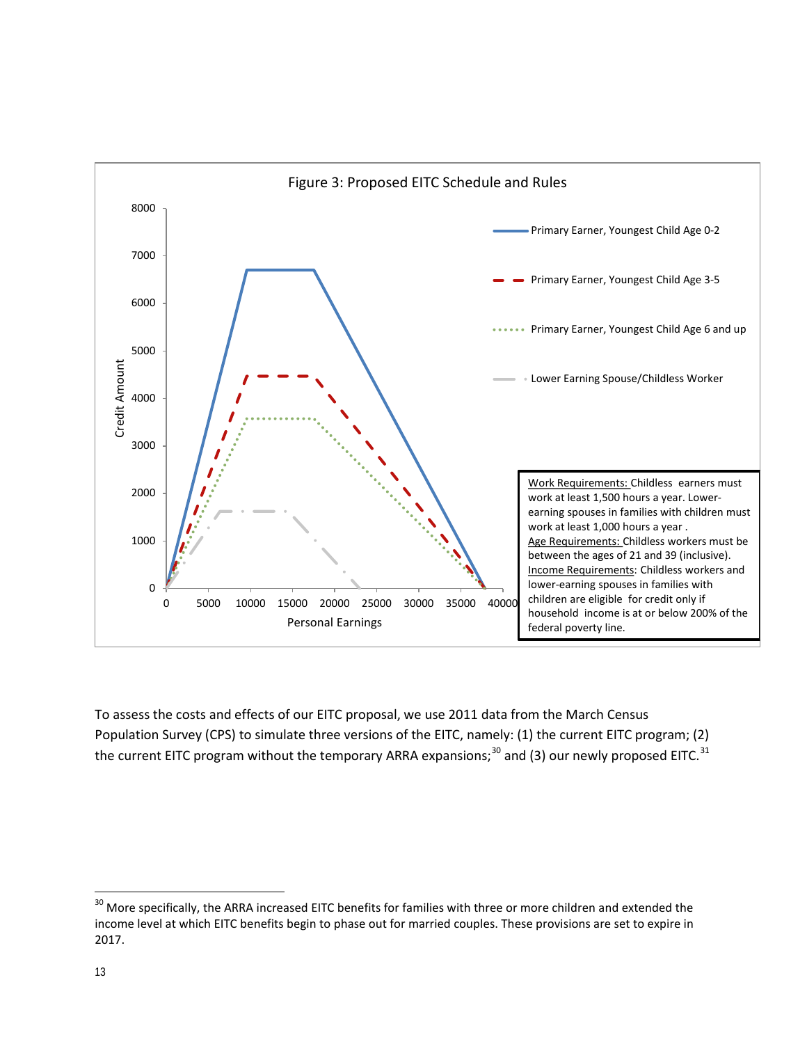Figure 3: Proposed EITC Schedule and Rules

**Work Requirements:** Childless earners must work at least 1,500 hours a year. Lower-earning spouses in families with children must work at least 1,000 hours a year .
**Age Requirements:** Childless workers must be between the ages of 21 and 39 (inclusive).
**Income Requirements:** Childless workers and lower-earning spouses in families with children are eligible for credit only if household income is at or below 200% of the federal poverty line.

To assess the costs and effects of our EITC proposal, we use 2011 data from the March Census Population Survey (CPS) to simulate three versions of the EITC, namely: (1) the current EITC program; (2) the current EITC program without the temporary ARRA expansions;[30] and (3) our newly proposed EITC.[31]

---

[30] More specifically, the ARRA increased EITC benefits for families with three or more children and extended the income level at which EITC benefits begin to phase out for married couples. These provisions are set to expire in 2017.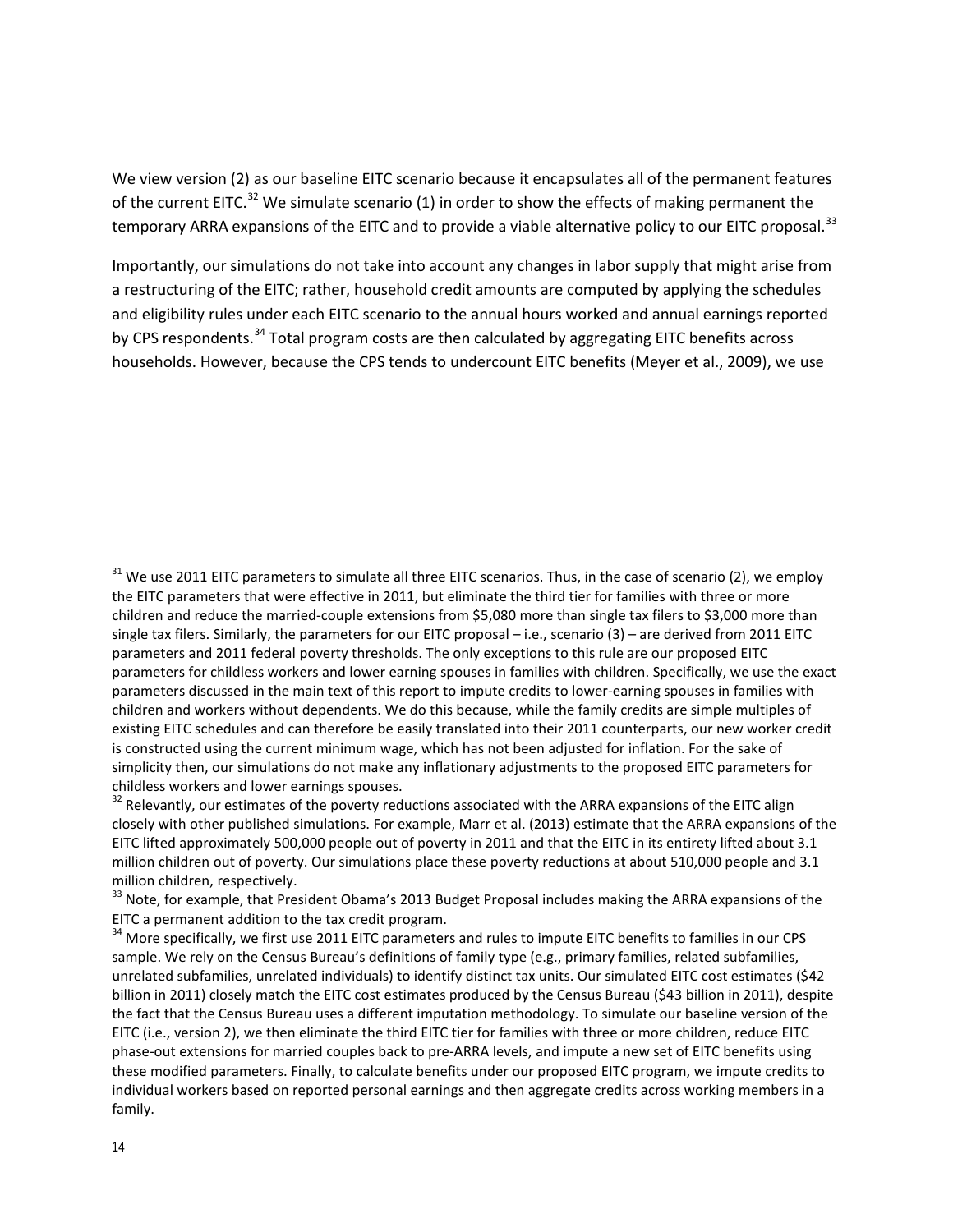We view version (2) as our baseline EITC scenario because it encapsulates all of the permanent features of the current EITC.[32] We simulate scenario (1) in order to show the effects of making permanent the temporary ARRA expansions of the EITC and to provide a viable alternative policy to our EITC proposal.[33]

Importantly, our simulations do not take into account any changes in labor supply that might arise from a restructuring of the EITC; rather, household credit amounts are computed by applying the schedules and eligibility rules under each EITC scenario to the annual hours worked and annual earnings reported by CPS respondents.[34] Total program costs are then calculated by aggregating EITC benefits across households. However, because the CPS tends to undercount EITC benefits (Meyer et al., 2009), we use

---

[31] We use 2011 EITC parameters to simulate all three EITC scenarios. Thus, in the case of scenario (2), we employ the EITC parameters that were effective in 2011, but eliminate the third tier for families with three or more children and reduce the married-couple extensions from $5,080 more than single tax filers to $3,000 more than single tax filers. Similarly, the parameters for our EITC proposal – i.e., scenario (3) – are derived from 2011 EITC parameters and 2011 federal poverty thresholds. The only exceptions to this rule are our proposed EITC parameters for childless workers and lower earning spouses in families with children. Specifically, we use the exact parameters discussed in the main text of this report to impute credits to lower-earning spouses in families with children and workers without dependents. We do this because, while the family credits are simple multiples of existing EITC schedules and can therefore be easily translated into their 2011 counterparts, our new worker credit is constructed using the current minimum wage, which has not been adjusted for inflation. For the sake of simplicity then, our simulations do not make any inflationary adjustments to the proposed EITC parameters for childless workers and lower earnings spouses.

[32] Relevantly, our estimates of the poverty reductions associated with the ARRA expansions of the EITC align closely with other published simulations. For example, Marr et al. (2013) estimate that the ARRA expansions of the EITC lifted approximately 500,000 people out of poverty in 2011 and that the EITC in its entirety lifted about 3.1 million children out of poverty. Our simulations place these poverty reductions at about 510,000 people and 3.1 million children, respectively.

[33] Note, for example, that President Obama's 2013 Budget Proposal includes making the ARRA expansions of the EITC a permanent addition to the tax credit program.

[34] More specifically, we first use 2011 EITC parameters and rules to impute EITC benefits to families in our CPS sample. We rely on the Census Bureau's definitions of family type (e.g., primary families, related subfamilies, unrelated subfamilies, unrelated individuals) to identify distinct tax units. Our simulated EITC cost estimates ($42 billion in 2011) closely match the EITC cost estimates produced by the Census Bureau ($43 billion in 2011), despite the fact that the Census Bureau uses a different imputation methodology. To simulate our baseline version of the EITC (i.e., version 2), we then eliminate the third EITC tier for families with three or more children, reduce EITC phase-out extensions for married couples back to pre-ARRA levels, and impute a new set of EITC benefits using these modified parameters. Finally, to calculate benefits under our proposed EITC program, we impute credits to individual workers based on reported personal earnings and then aggregate credits across working members in a family.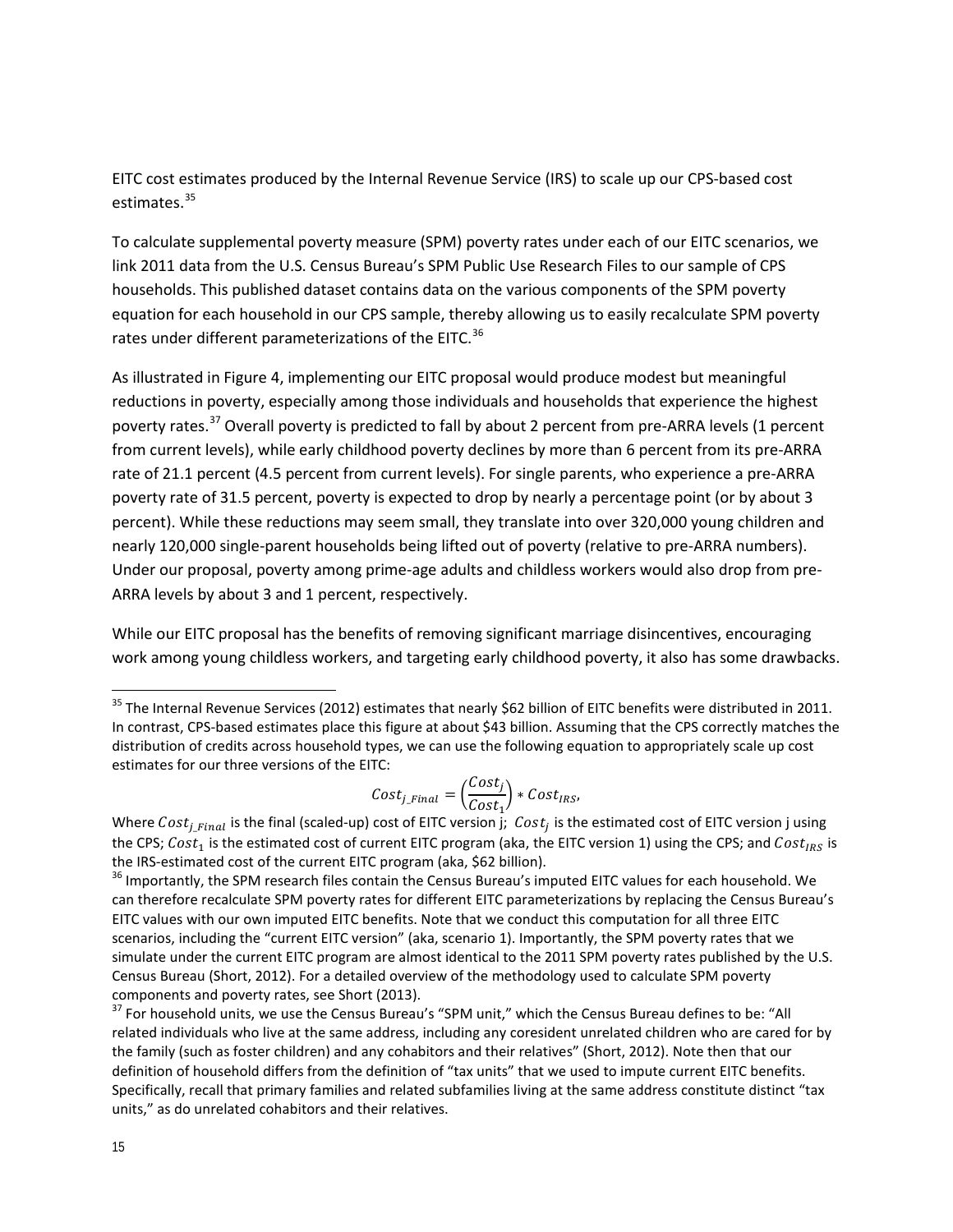EITC cost estimates produced by the Internal Revenue Service (IRS) to scale up our CPS-based cost estimates.[35]

To calculate supplemental poverty measure (SPM) poverty rates under each of our EITC scenarios, we link 2011 data from the U.S. Census Bureau's SPM Public Use Research Files to our sample of CPS households. This published dataset contains data on the various components of the SPM poverty equation for each household in our CPS sample, thereby allowing us to easily recalculate SPM poverty rates under different parameterizations of the EITC.[36]

As illustrated in Figure 4, implementing our EITC proposal would produce modest but meaningful reductions in poverty, especially among those individuals and households that experience the highest poverty rates.[37] Overall poverty is predicted to fall by about 2 percent from pre-ARRA levels (1 percent from current levels), while early childhood poverty declines by more than 6 percent from its pre-ARRA rate of 21.1 percent (4.5 percent from current levels). For single parents, who experience a pre-ARRA poverty rate of 31.5 percent, poverty is expected to drop by nearly a percentage point (or by about 3 percent). While these reductions may seem small, they translate into over 320,000 young children and nearly 120,000 single-parent households being lifted out of poverty (relative to pre-ARRA numbers). Under our proposal, poverty among prime-age adults and childless workers would also drop from pre-ARRA levels by about 3 and 1 percent, respectively.

While our EITC proposal has the benefits of removing significant marriage disincentives, encouraging work among young childless workers, and targeting early childhood poverty, it also has some drawbacks.

---

[35] The Internal Revenue Services (2012) estimates that nearly \$62 billion of EITC benefits were distributed in 2011. In contrast, CPS-based estimates place this figure at about \$43 billion. Assuming that the CPS correctly matches the distribution of credits across household types, we can use the following equation to appropriately scale up cost estimates for our three versions of the EITC:

$$Cost_{j\_Final} = \left(\frac{Cost_j}{Cost_1}\right) * Cost_{IRS},$$

Where $Cost_{j\_Final}$ is the final (scaled-up) cost of EITC version j; $Cost_j$ is the estimated cost of EITC version j using the CPS; $Cost_1$ is the estimated cost of current EITC program (aka, the EITC version 1) using the CPS; and $Cost_{IRS}$ is the IRS-estimated cost of the current EITC program (aka, \$62 billion).

[36] Importantly, the SPM research files contain the Census Bureau's imputed EITC values for each household. We can therefore recalculate SPM poverty rates for different EITC parameterizations by replacing the Census Bureau's EITC values with our own imputed EITC benefits. Note that we conduct this computation for all three EITC scenarios, including the "current EITC version" (aka, scenario 1). Importantly, the SPM poverty rates that we simulate under the current EITC program are almost identical to the 2011 SPM poverty rates published by the U.S. Census Bureau (Short, 2012). For a detailed overview of the methodology used to calculate SPM poverty components and poverty rates, see Short (2013).

[37] For household units, we use the Census Bureau's "SPM unit," which the Census Bureau defines to be: "All related individuals who live at the same address, including any coresident unrelated children who are cared for by the family (such as foster children) and any cohabitors and their relatives" (Short, 2012). Note then that our definition of household differs from the definition of "tax units" that we used to impute current EITC benefits. Specifically, recall that primary families and related subfamilies living at the same address constitute distinct "tax units," as do unrelated cohabitors and their relatives.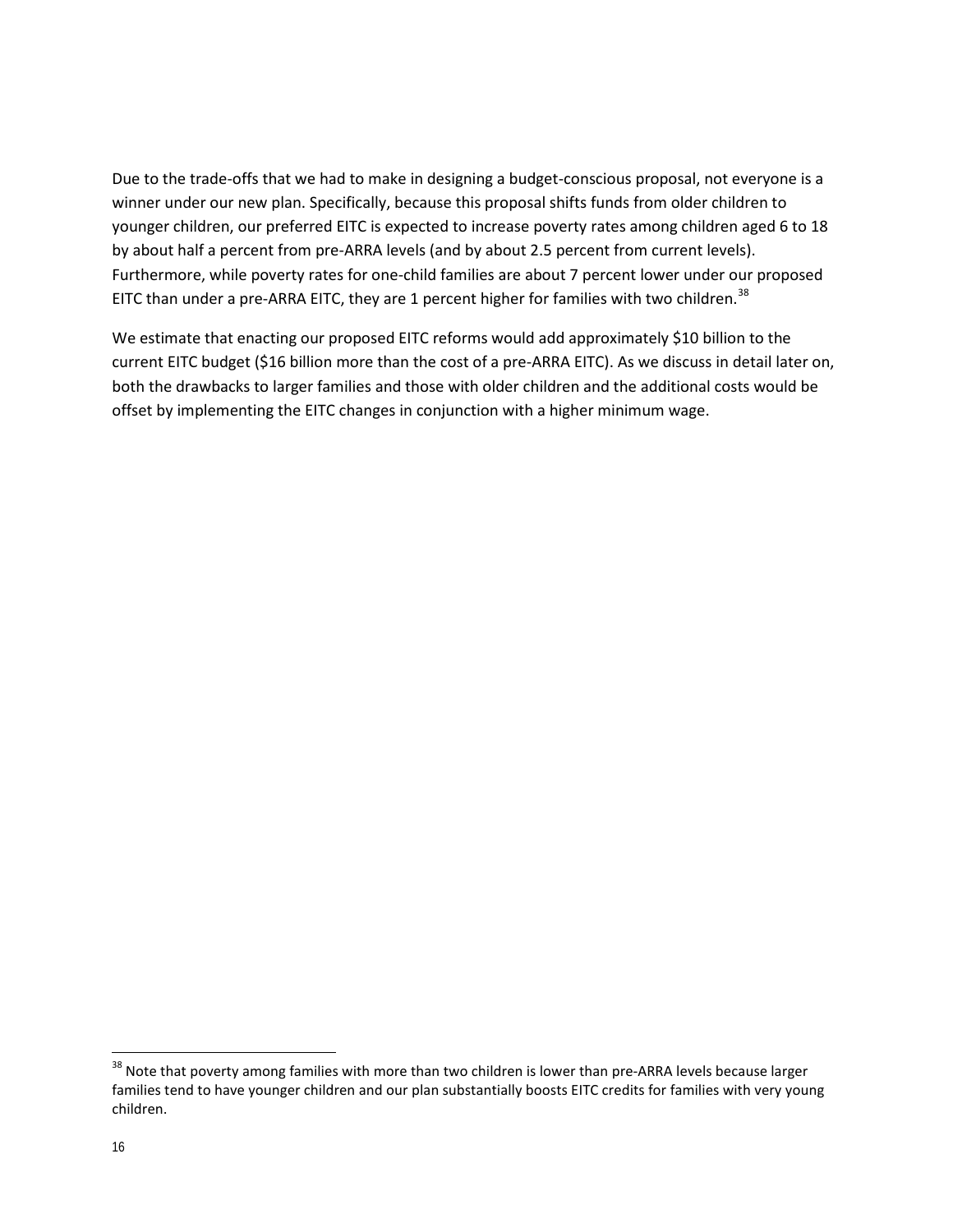Due to the trade-offs that we had to make in designing a budget-conscious proposal, not everyone is a winner under our new plan. Specifically, because this proposal shifts funds from older children to younger children, our preferred EITC is expected to increase poverty rates among children aged 6 to 18 by about half a percent from pre-ARRA levels (and by about 2.5 percent from current levels). Furthermore, while poverty rates for one-child families are about 7 percent lower under our proposed EITC than under a pre-ARRA EITC, they are 1 percent higher for families with two children.[38]

We estimate that enacting our proposed EITC reforms would add approximately $10 billion to the current EITC budget ($16 billion more than the cost of a pre-ARRA EITC). As we discuss in detail later on, both the drawbacks to larger families and those with older children and the additional costs would be offset by implementing the EITC changes in conjunction with a higher minimum wage.

[38] Note that poverty among families with more than two children is lower than pre-ARRA levels because larger families tend to have younger children and our plan substantially boosts EITC credits for families with very young children.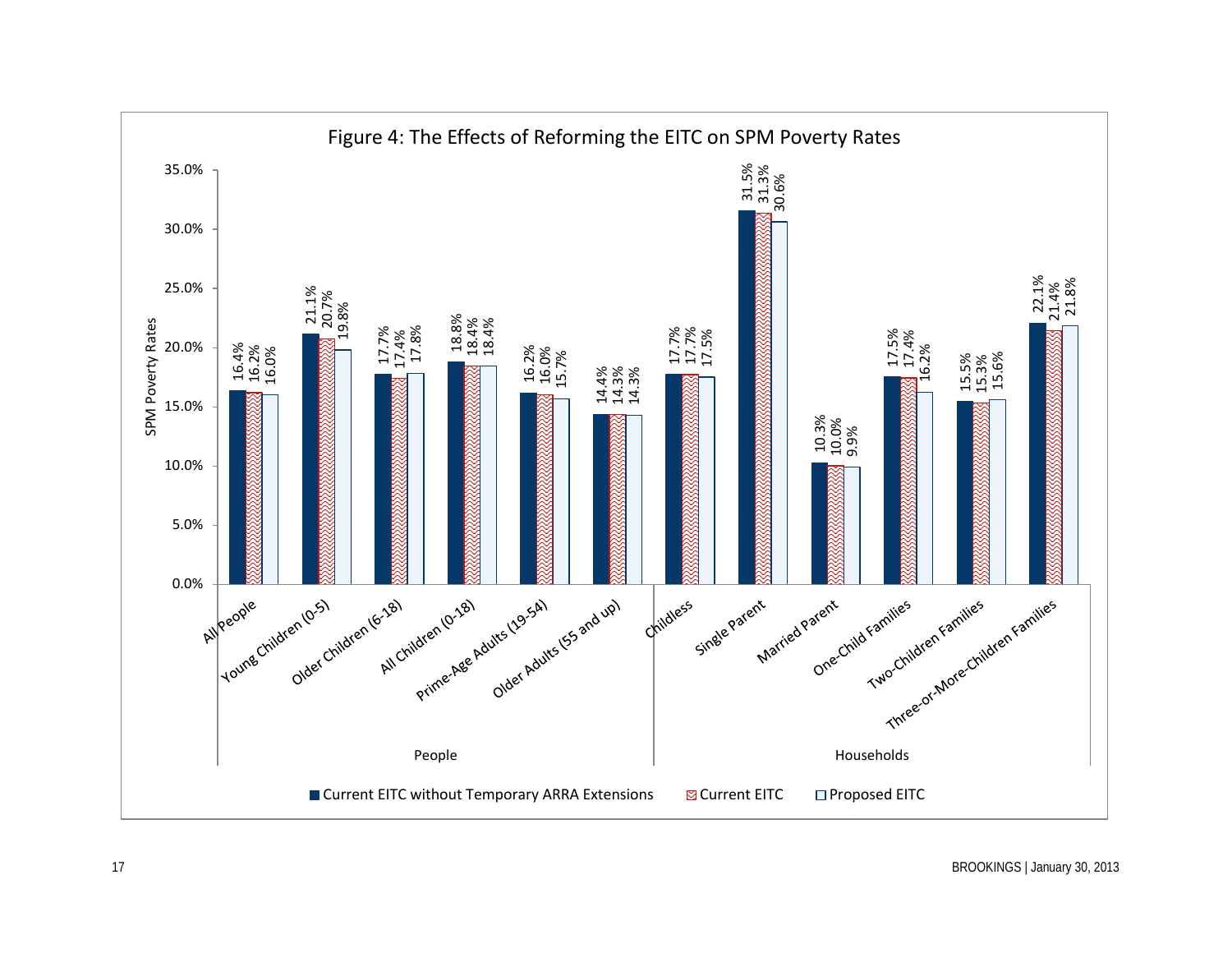# Figure 4: The Effects of Reforming the EITC on SPM Poverty Rates

| Group | Category | Current EITC without Temporary ARRA Extensions | Current EITC | Proposed EITC |
|---|---|---|---|---|
| People | All People | 16.4% | 16.2% | 16.0% |
| People | Young Children (0-5) | 21.1% | 20.7% | 19.8% |
| People | Older Children (6-18) | 17.7% | 17.4% | 17.8% |
| People | All Children (0-18) | 18.8% | 18.4% | 18.4% |
| People | Prime-Age Adults (19-54) | 16.2% | 16.0% | 15.7% |
| People | Older Adults (55 and up) | 14.4% | 14.3% | 14.3% |
| Households | Childless | 17.7% | 17.7% | 17.5% |
| Households | Single Parent | 31.5% | 31.3% | 30.6% |
| Households | Married Parent | 10.3% | 10.0% | 9.9% |
| Households | One-Child Families | 17.5% | 17.4% | 16.2% |
| Households | Two-Children Families | 15.5% | 15.3% | 15.6% |
| Households | Three-or-More-Children Families | 22.1% | 21.4% | 21.8% |

SPM Poverty Rates

BROOKINGS | January 30, 2013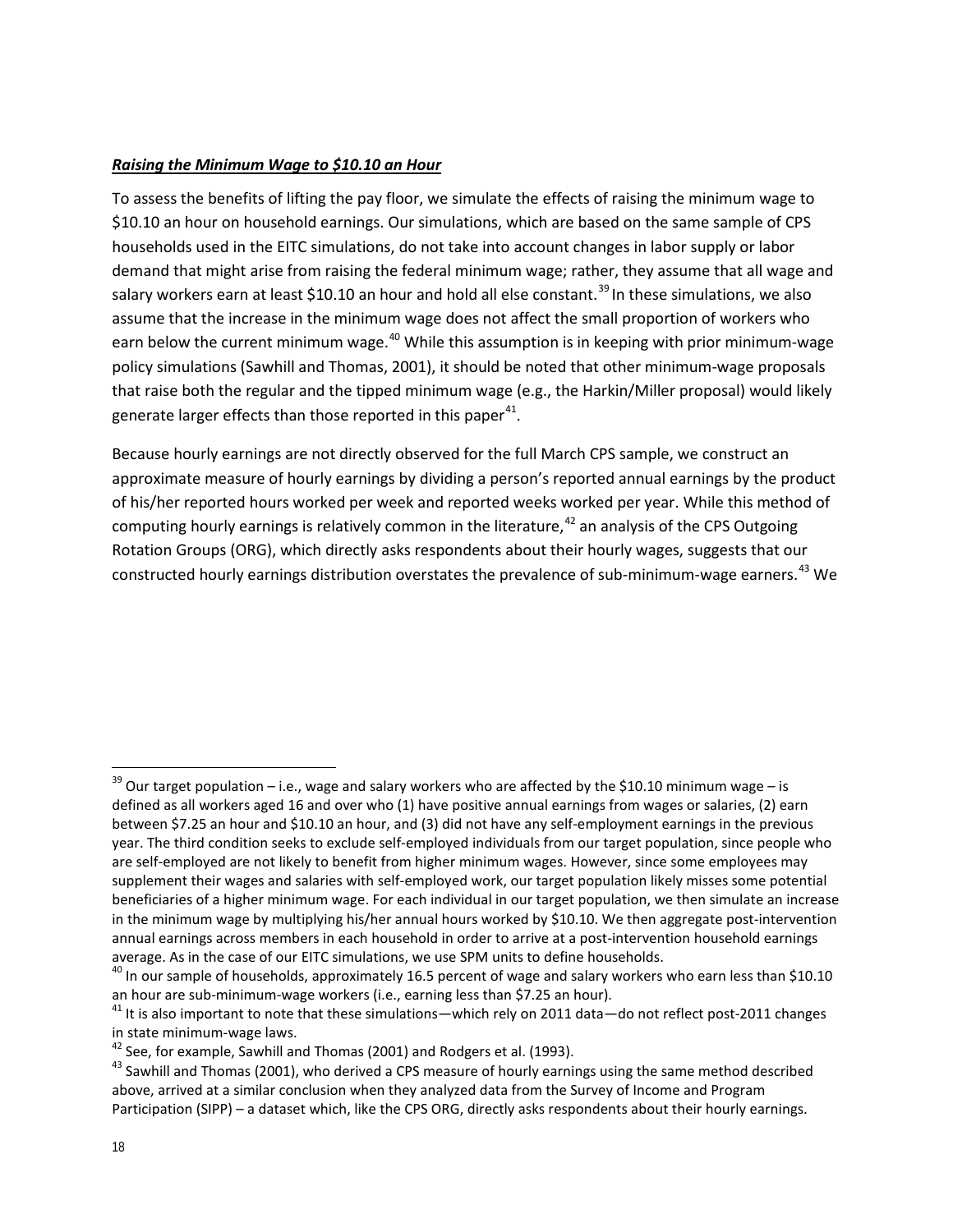***Raising the Minimum Wage to $10.10 an Hour***

To assess the benefits of lifting the pay floor, we simulate the effects of raising the minimum wage to $10.10 an hour on household earnings. Our simulations, which are based on the same sample of CPS households used in the EITC simulations, do not take into account changes in labor supply or labor demand that might arise from raising the federal minimum wage; rather, they assume that all wage and salary workers earn at least $10.10 an hour and hold all else constant.[39] In these simulations, we also assume that the increase in the minimum wage does not affect the small proportion of workers who earn below the current minimum wage.[40] While this assumption is in keeping with prior minimum-wage policy simulations (Sawhill and Thomas, 2001), it should be noted that other minimum-wage proposals that raise both the regular and the tipped minimum wage (e.g., the Harkin/Miller proposal) would likely generate larger effects than those reported in this paper[41].

Because hourly earnings are not directly observed for the full March CPS sample, we construct an approximate measure of hourly earnings by dividing a person's reported annual earnings by the product of his/her reported hours worked per week and reported weeks worked per year. While this method of computing hourly earnings is relatively common in the literature,[42] an analysis of the CPS Outgoing Rotation Groups (ORG), which directly asks respondents about their hourly wages, suggests that our constructed hourly earnings distribution overstates the prevalence of sub-minimum-wage earners.[43] We

---

[39] Our target population – i.e., wage and salary workers who are affected by the $10.10 minimum wage – is defined as all workers aged 16 and over who (1) have positive annual earnings from wages or salaries, (2) earn between $7.25 an hour and $10.10 an hour, and (3) did not have any self-employment earnings in the previous year. The third condition seeks to exclude self-employed individuals from our target population, since people who are self-employed are not likely to benefit from higher minimum wages. However, since some employees may supplement their wages and salaries with self-employed work, our target population likely misses some potential beneficiaries of a higher minimum wage. For each individual in our target population, we then simulate an increase in the minimum wage by multiplying his/her annual hours worked by $10.10. We then aggregate post-intervention annual earnings across members in each household in order to arrive at a post-intervention household earnings average. As in the case of our EITC simulations, we use SPM units to define households.

[40] In our sample of households, approximately 16.5 percent of wage and salary workers who earn less than $10.10 an hour are sub-minimum-wage workers (i.e., earning less than $7.25 an hour).

[41] It is also important to note that these simulations—which rely on 2011 data—do not reflect post-2011 changes in state minimum-wage laws.

[42] See, for example, Sawhill and Thomas (2001) and Rodgers et al. (1993).

[43] Sawhill and Thomas (2001), who derived a CPS measure of hourly earnings using the same method described above, arrived at a similar conclusion when they analyzed data from the Survey of Income and Program Participation (SIPP) – a dataset which, like the CPS ORG, directly asks respondents about their hourly earnings.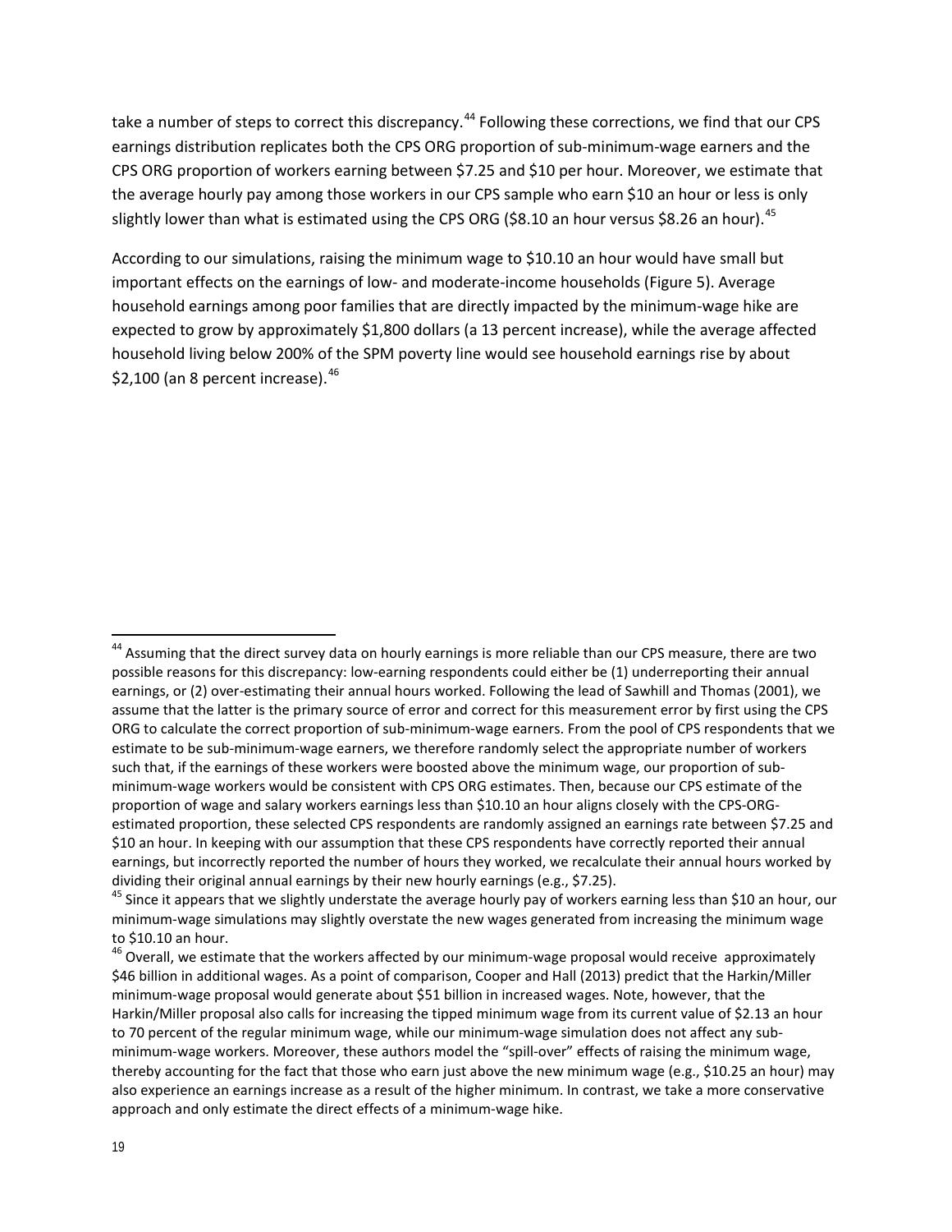take a number of steps to correct this discrepancy.[44] Following these corrections, we find that our CPS earnings distribution replicates both the CPS ORG proportion of sub-minimum-wage earners and the CPS ORG proportion of workers earning between $7.25 and $10 per hour. Moreover, we estimate that the average hourly pay among those workers in our CPS sample who earn $10 an hour or less is only slightly lower than what is estimated using the CPS ORG ($8.10 an hour versus $8.26 an hour).[45]

According to our simulations, raising the minimum wage to $10.10 an hour would have small but important effects on the earnings of low- and moderate-income households (Figure 5). Average household earnings among poor families that are directly impacted by the minimum-wage hike are expected to grow by approximately $1,800 dollars (a 13 percent increase), while the average affected household living below 200% of the SPM poverty line would see household earnings rise by about $2,100 (an 8 percent increase).[46]

---

[44] Assuming that the direct survey data on hourly earnings is more reliable than our CPS measure, there are two possible reasons for this discrepancy: low-earning respondents could either be (1) underreporting their annual earnings, or (2) over-estimating their annual hours worked. Following the lead of Sawhill and Thomas (2001), we assume that the latter is the primary source of error and correct for this measurement error by first using the CPS ORG to calculate the correct proportion of sub-minimum-wage earners. From the pool of CPS respondents that we estimate to be sub-minimum-wage earners, we therefore randomly select the appropriate number of workers such that, if the earnings of these workers were boosted above the minimum wage, our proportion of sub-minimum-wage workers would be consistent with CPS ORG estimates. Then, because our CPS estimate of the proportion of wage and salary workers earnings less than $10.10 an hour aligns closely with the CPS-ORG-estimated proportion, these selected CPS respondents are randomly assigned an earnings rate between $7.25 and $10 an hour. In keeping with our assumption that these CPS respondents have correctly reported their annual earnings, but incorrectly reported the number of hours they worked, we recalculate their annual hours worked by dividing their original annual earnings by their new hourly earnings (e.g., $7.25).

[45] Since it appears that we slightly understate the average hourly pay of workers earning less than $10 an hour, our minimum-wage simulations may slightly overstate the new wages generated from increasing the minimum wage to $10.10 an hour.

[46] Overall, we estimate that the workers affected by our minimum-wage proposal would receive approximately $46 billion in additional wages. As a point of comparison, Cooper and Hall (2013) predict that the Harkin/Miller minimum-wage proposal would generate about $51 billion in increased wages. Note, however, that the Harkin/Miller proposal also calls for increasing the tipped minimum wage from its current value of $2.13 an hour to 70 percent of the regular minimum wage, while our minimum-wage simulation does not affect any sub-minimum-wage workers. Moreover, these authors model the "spill-over" effects of raising the minimum wage, thereby accounting for the fact that those who earn just above the new minimum wage (e.g., $10.25 an hour) may also experience an earnings increase as a result of the higher minimum. In contrast, we take a more conservative approach and only estimate the direct effects of a minimum-wage hike.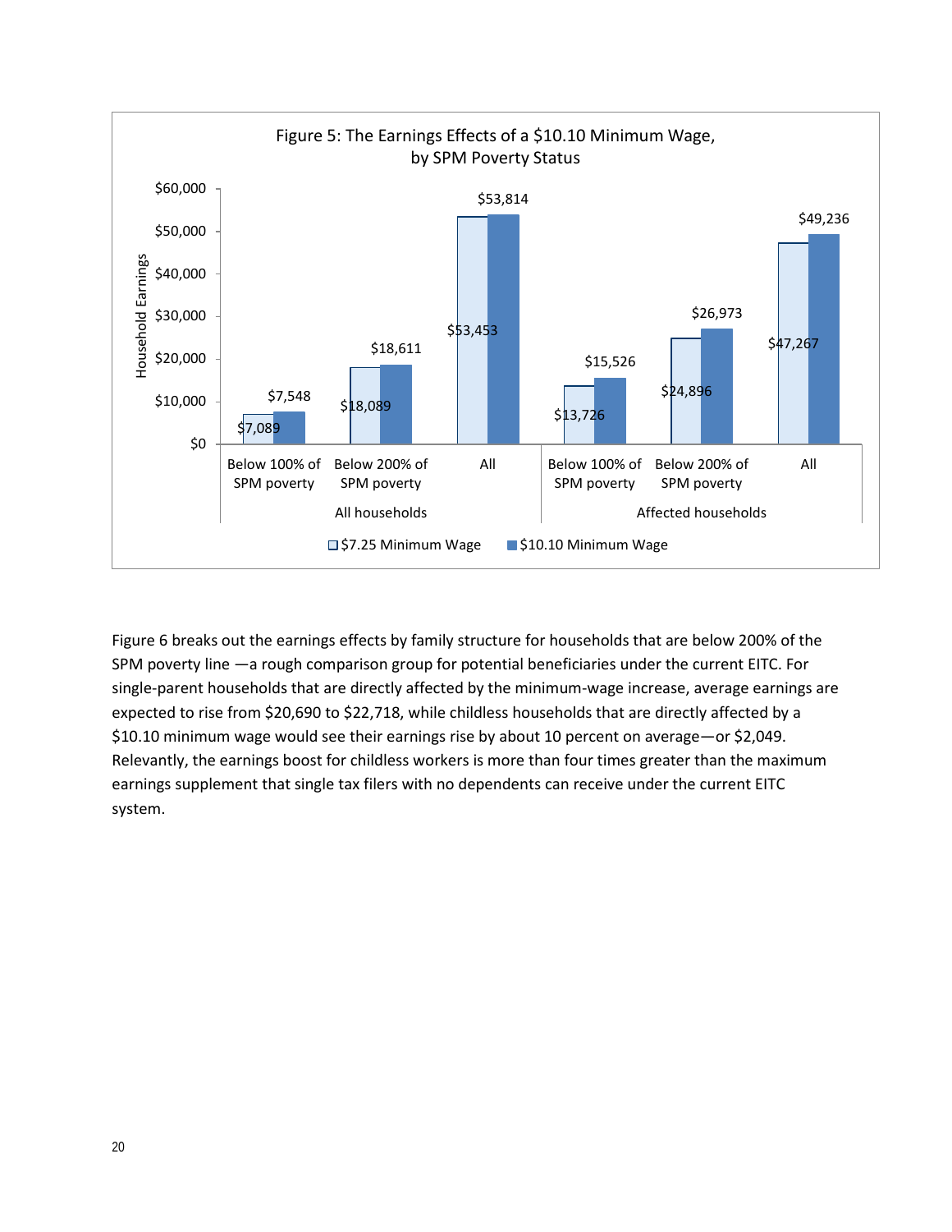**Figure 5: The Earnings Effects of a $10.10 Minimum Wage, by SPM Poverty Status**

| | | $7.25 Minimum Wage | $10.10 Minimum Wage |
|---|---|---|---|
| All households | Below 100% of SPM poverty | $7,089 | $7,548 |
| | Below 200% of SPM poverty | $18,089 | $18,611 |
| | All | $53,453 | $53,814 |
| Affected households | Below 100% of SPM poverty | $13,726 | $15,526 |
| | Below 200% of SPM poverty | $24,896 | $26,973 |
| | All | $47,267 | $49,236 |

Figure 6 breaks out the earnings effects by family structure for households that are below 200% of the SPM poverty line —a rough comparison group for potential beneficiaries under the current EITC. For single-parent households that are directly affected by the minimum-wage increase, average earnings are expected to rise from $20,690 to $22,718, while childless households that are directly affected by a $10.10 minimum wage would see their earnings rise by about 10 percent on average—or $2,049. Relevantly, the earnings boost for childless workers is more than four times greater than the maximum earnings supplement that single tax filers with no dependents can receive under the current EITC system.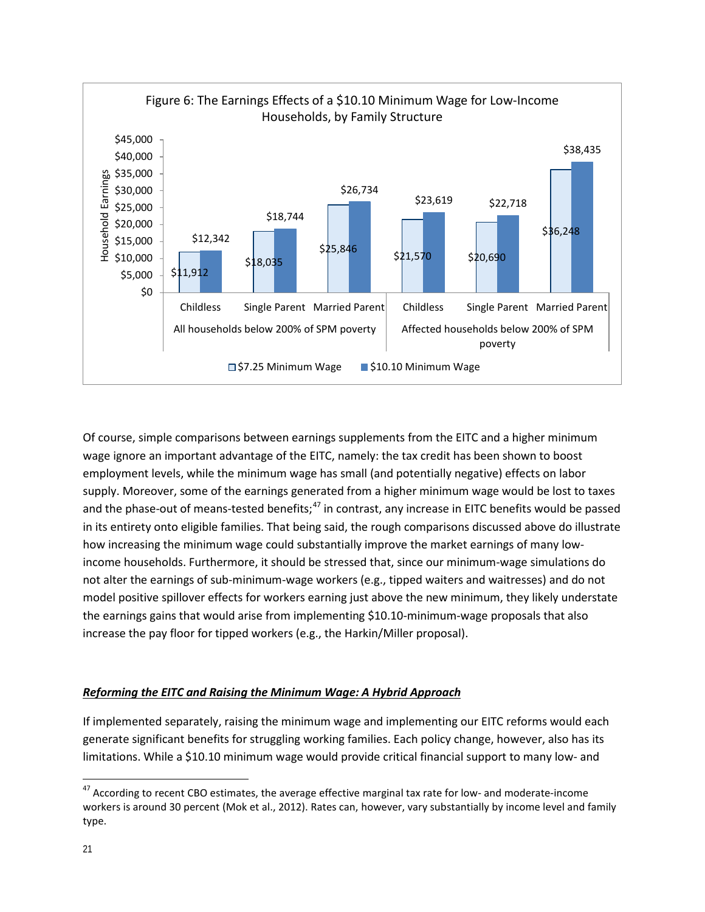Figure 6: The Earnings Effects of a $10.10 Minimum Wage for Low-Income Households, by Family Structure

| Household Earnings | All households below 200% of SPM poverty | | | Affected households below 200% of SPM poverty | | |
|---|---|---|---|---|---|---|
| | Childless | Single Parent | Married Parent | Childless | Single Parent | Married Parent |
| $7.25 Minimum Wage | $11,912 | $18,035 | $25,846 | $21,570 | $20,690 | $36,248 |
| $10.10 Minimum Wage | $12,342 | $18,744 | $26,734 | $23,619 | $22,718 | $38,435 |

Of course, simple comparisons between earnings supplements from the EITC and a higher minimum wage ignore an important advantage of the EITC, namely: the tax credit has been shown to boost employment levels, while the minimum wage has small (and potentially negative) effects on labor supply. Moreover, some of the earnings generated from a higher minimum wage would be lost to taxes and the phase-out of means-tested benefits;[47] in contrast, any increase in EITC benefits would be passed in its entirety onto eligible families. That being said, the rough comparisons discussed above do illustrate how increasing the minimum wage could substantially improve the market earnings of many low-income households. Furthermore, it should be stressed that, since our minimum-wage simulations do not alter the earnings of sub-minimum-wage workers (e.g., tipped waiters and waitresses) and do not model positive spillover effects for workers earning just above the new minimum, they likely understate the earnings gains that would arise from implementing $10.10-minimum-wage proposals that also increase the pay floor for tipped workers (e.g., the Harkin/Miller proposal).

***Reforming the EITC and Raising the Minimum Wage: A Hybrid Approach***

If implemented separately, raising the minimum wage and implementing our EITC reforms would each generate significant benefits for struggling working families. Each policy change, however, also has its limitations. While a $10.10 minimum wage would provide critical financial support to many low- and

[47] According to recent CBO estimates, the average effective marginal tax rate for low- and moderate-income workers is around 30 percent (Mok et al., 2012). Rates can, however, vary substantially by income level and family type.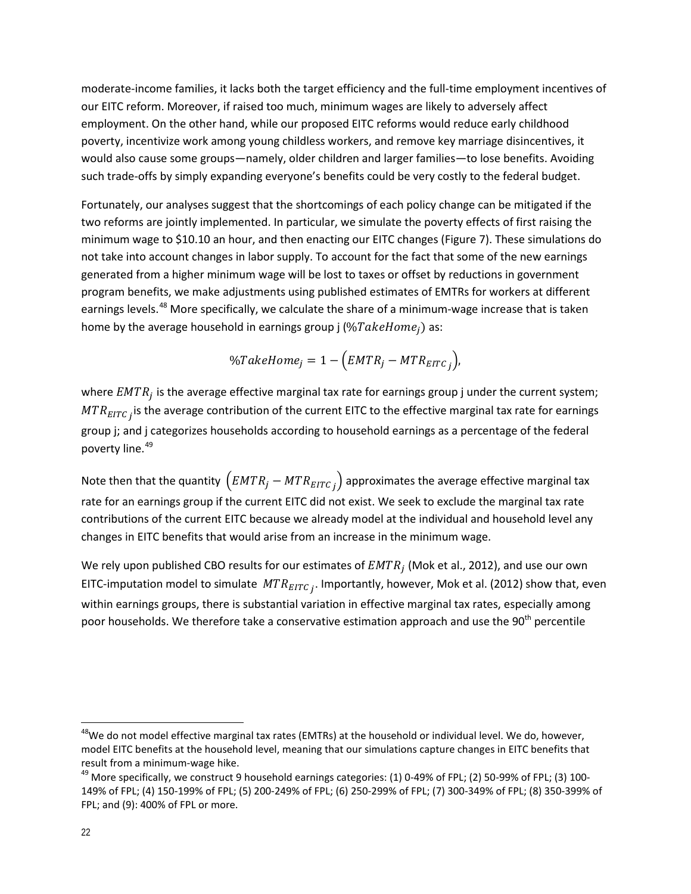moderate-income families, it lacks both the target efficiency and the full-time employment incentives of our EITC reform. Moreover, if raised too much, minimum wages are likely to adversely affect employment. On the other hand, while our proposed EITC reforms would reduce early childhood poverty, incentivize work among young childless workers, and remove key marriage disincentives, it would also cause some groups—namely, older children and larger families—to lose benefits. Avoiding such trade-offs by simply expanding everyone's benefits could be very costly to the federal budget.

Fortunately, our analyses suggest that the shortcomings of each policy change can be mitigated if the two reforms are jointly implemented. In particular, we simulate the poverty effects of first raising the minimum wage to $10.10 an hour, and then enacting our EITC changes (Figure 7). These simulations do not take into account changes in labor supply. To account for the fact that some of the new earnings generated from a higher minimum wage will be lost to taxes or offset by reductions in government program benefits, we make adjustments using published estimates of EMTRs for workers at different earnings levels.[48] More specifically, we calculate the share of a minimum-wage increase that is taken home by the average household in earnings group j ($\%TakeHome_j$) as:

$$\%TakeHome_j = 1 - \left(EMTR_j - MTR_{EITC\,j}\right),$$

where $EMTR_j$ is the average effective marginal tax rate for earnings group j under the current system; $MTR_{EITC\,j}$ is the average contribution of the current EITC to the effective marginal tax rate for earnings group j; and j categorizes households according to household earnings as a percentage of the federal poverty line.[49]

Note then that the quantity $\left(EMTR_j - MTR_{EITC\,j}\right)$ approximates the average effective marginal tax rate for an earnings group if the current EITC did not exist. We seek to exclude the marginal tax rate contributions of the current EITC because we already model at the individual and household level any changes in EITC benefits that would arise from an increase in the minimum wage.

We rely upon published CBO results for our estimates of $EMTR_j$ (Mok et al., 2012), and use our own EITC-imputation model to simulate $MTR_{EITC\,j}$. Importantly, however, Mok et al. (2012) show that, even within earnings groups, there is substantial variation in effective marginal tax rates, especially among poor households. We therefore take a conservative estimation approach and use the 90th percentile

---

[48] We do not model effective marginal tax rates (EMTRs) at the household or individual level. We do, however, model EITC benefits at the household level, meaning that our simulations capture changes in EITC benefits that result from a minimum-wage hike.

[49] More specifically, we construct 9 household earnings categories: (1) 0-49% of FPL; (2) 50-99% of FPL; (3) 100-149% of FPL; (4) 150-199% of FPL; (5) 200-249% of FPL; (6) 250-299% of FPL; (7) 300-349% of FPL; (8) 350-399% of FPL; and (9): 400% of FPL or more.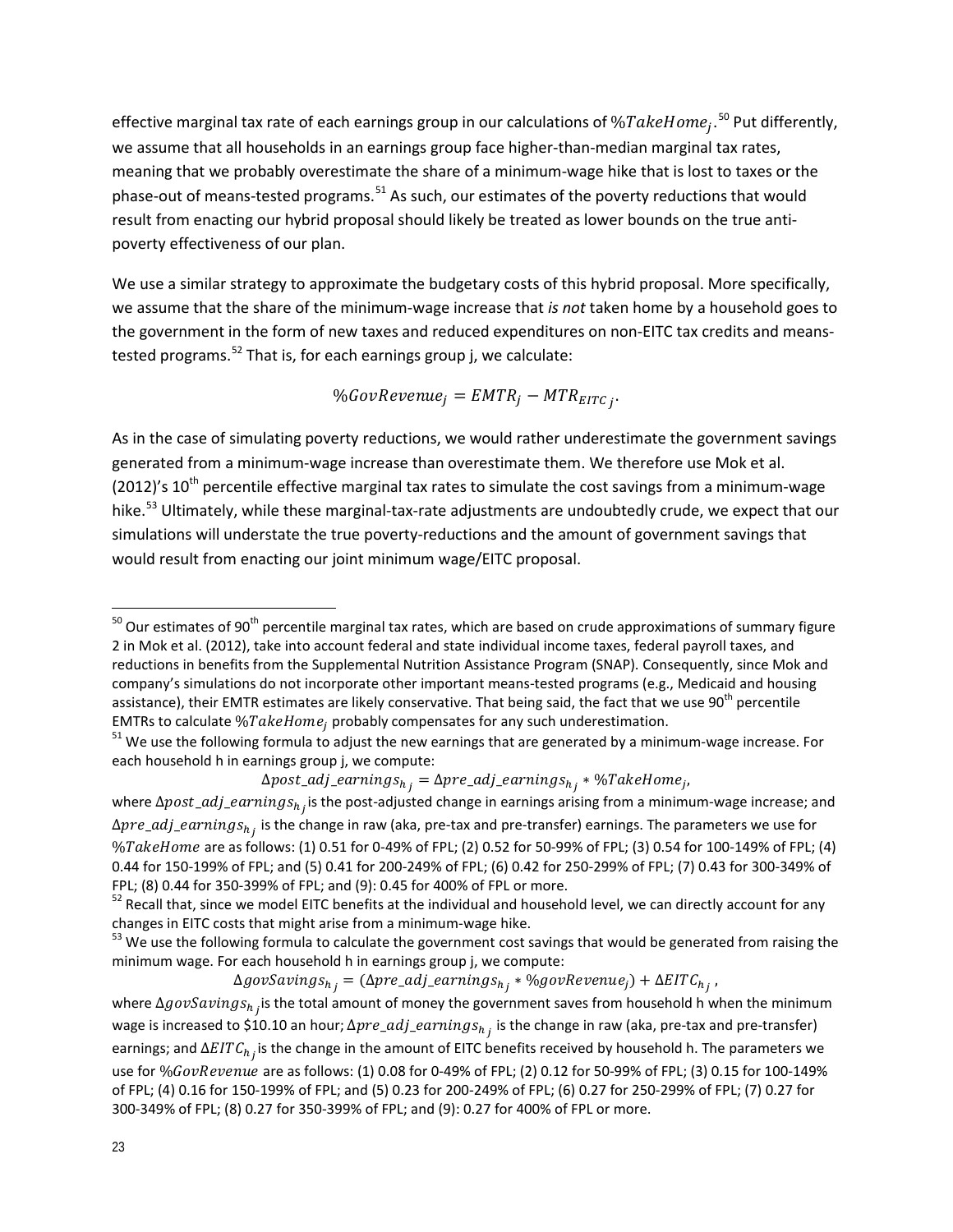effective marginal tax rate of each earnings group in our calculations of $\%TakeHome_j$.[50] Put differently, we assume that all households in an earnings group face higher-than-median marginal tax rates, meaning that we probably overestimate the share of a minimum-wage hike that is lost to taxes or the phase-out of means-tested programs.[51] As such, our estimates of the poverty reductions that would result from enacting our hybrid proposal should likely be treated as lower bounds on the true anti-poverty effectiveness of our plan.

We use a similar strategy to approximate the budgetary costs of this hybrid proposal. More specifically, we assume that the share of the minimum-wage increase that *is not* taken home by a household goes to the government in the form of new taxes and reduced expenditures on non-EITC tax credits and means-tested programs.[52] That is, for each earnings group j, we calculate:

$$\%GovRevenue_j = EMTR_j - MTR_{EITC\,j}.$$

As in the case of simulating poverty reductions, we would rather underestimate the government savings generated from a minimum-wage increase than overestimate them. We therefore use Mok et al. (2012)'s 10th percentile effective marginal tax rates to simulate the cost savings from a minimum-wage hike.[53] Ultimately, while these marginal-tax-rate adjustments are undoubtedly crude, we expect that our simulations will understate the true poverty-reductions and the amount of government savings that would result from enacting our joint minimum wage/EITC proposal.

---

[50] Our estimates of 90th percentile marginal tax rates, which are based on crude approximations of summary figure 2 in Mok et al. (2012), take into account federal and state individual income taxes, federal payroll taxes, and reductions in benefits from the Supplemental Nutrition Assistance Program (SNAP). Consequently, since Mok and company's simulations do not incorporate other important means-tested programs (e.g., Medicaid and housing assistance), their EMTR estimates are likely conservative. That being said, the fact that we use 90th percentile EMTRs to calculate $\%TakeHome_j$ probably compensates for any such underestimation.

[51] We use the following formula to adjust the new earnings that are generated by a minimum-wage increase. For each household h in earnings group j, we compute:

$$\Delta post\_adj\_earnings_{h_j} = \Delta pre\_adj\_earnings_{h_j} * \%TakeHome_j,$$

where $\Delta post\_adj\_earnings_{h_j}$ is the post-adjusted change in earnings arising from a minimum-wage increase; and $\Delta pre\_adj\_earnings_{h_j}$ is the change in raw (aka, pre-tax and pre-transfer) earnings. The parameters we use for $\%TakeHome$ are as follows: (1) 0.51 for 0-49% of FPL; (2) 0.52 for 50-99% of FPL; (3) 0.54 for 100-149% of FPL; (4) 0.44 for 150-199% of FPL; and (5) 0.41 for 200-249% of FPL; (6) 0.42 for 250-299% of FPL; (7) 0.43 for 300-349% of FPL; (8) 0.44 for 350-399% of FPL; and (9): 0.45 for 400% of FPL or more.

[52] Recall that, since we model EITC benefits at the individual and household level, we can directly account for any changes in EITC costs that might arise from a minimum-wage hike.

[53] We use the following formula to calculate the government cost savings that would be generated from raising the minimum wage. For each household h in earnings group j, we compute:

$$\Delta govSavings_{h_j} = (\Delta pre\_adj\_earnings_{h_j} * \%govRevenue_j) + \Delta EITC_{h_j},$$

where $\Delta govSavings_{h_j}$ is the total amount of money the government saves from household h when the minimum wage is increased to \$10.10 an hour; $\Delta pre\_adj\_earnings_{h_j}$ is the change in raw (aka, pre-tax and pre-transfer) earnings; and $\Delta EITC_{h_j}$ is the change in the amount of EITC benefits received by household h. The parameters we use for $\%GovRevenue$ are as follows: (1) 0.08 for 0-49% of FPL; (2) 0.12 for 50-99% of FPL; (3) 0.15 for 100-149% of FPL; (4) 0.16 for 150-199% of FPL; and (5) 0.23 for 200-249% of FPL; (6) 0.27 for 250-299% of FPL; (7) 0.27 for 300-349% of FPL; (8) 0.27 for 350-399% of FPL; and (9): 0.27 for 400% of FPL or more.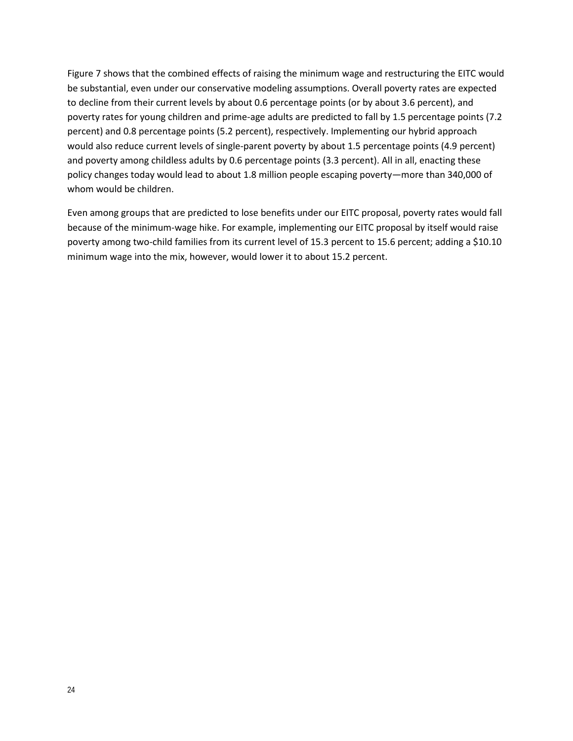Figure 7 shows that the combined effects of raising the minimum wage and restructuring the EITC would be substantial, even under our conservative modeling assumptions. Overall poverty rates are expected to decline from their current levels by about 0.6 percentage points (or by about 3.6 percent), and poverty rates for young children and prime-age adults are predicted to fall by 1.5 percentage points (7.2 percent) and 0.8 percentage points (5.2 percent), respectively. Implementing our hybrid approach would also reduce current levels of single-parent poverty by about 1.5 percentage points (4.9 percent) and poverty among childless adults by 0.6 percentage points (3.3 percent). All in all, enacting these policy changes today would lead to about 1.8 million people escaping poverty—more than 340,000 of whom would be children.

Even among groups that are predicted to lose benefits under our EITC proposal, poverty rates would fall because of the minimum-wage hike. For example, implementing our EITC proposal by itself would raise poverty among two-child families from its current level of 15.3 percent to 15.6 percent; adding a $10.10 minimum wage into the mix, however, would lower it to about 15.2 percent.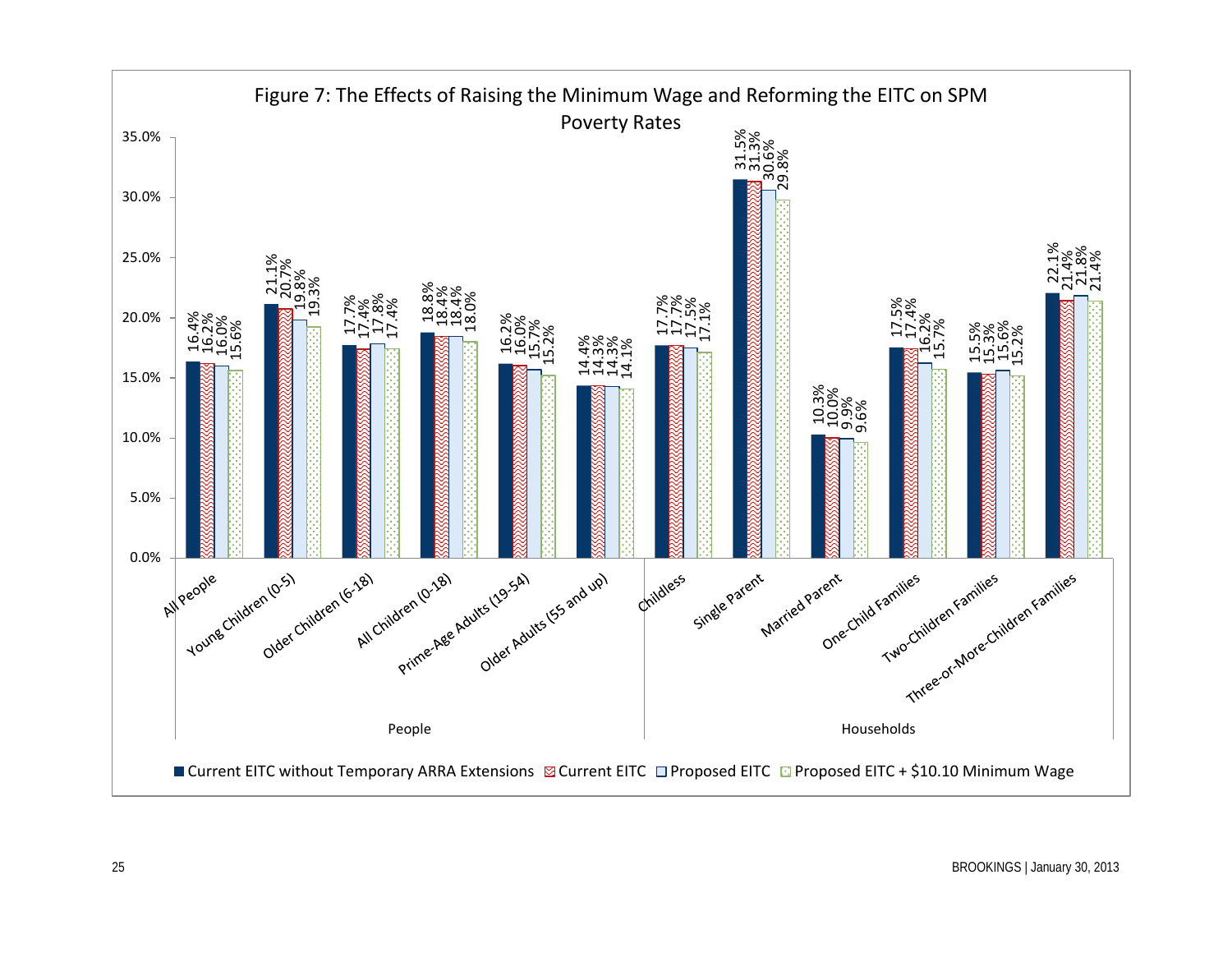Figure 7: The Effects of Raising the Minimum Wage and Reforming the EITC on SPM Poverty Rates

| Group | Category | Current EITC without Temporary ARRA Extensions | Current EITC | Proposed EITC | Proposed EITC + $10.10 Minimum Wage |
| --- | --- | --- | --- | --- | --- |
| People | All People | 16.4% | 16.2% | 16.0% | 15.6% |
| People | Young Children (0-5) | 21.1% | 20.7% | 19.8% | 19.3% |
| People | Older Children (6-18) | 17.7% | 17.4% | 17.8% | 17.4% |
| People | All Children (0-18) | 18.8% | 18.4% | 18.4% | 18.0% |
| People | Prime-Age Adults (19-54) | 16.2% | 16.0% | 15.7% | 15.2% |
| People | Older Adults (55 and up) | 14.4% | 14.3% | 14.3% | 14.1% |
| Households | Childless | 17.7% | 17.7% | 17.5% | 17.1% |
| Households | Single Parent | 31.5% | 31.3% | 30.6% | 29.8% |
| Households | Married Parent | 10.3% | 10.0% | 9.9% | 9.6% |
| Households | One-Child Families | 17.5% | 17.4% | 16.2% | 15.7% |
| Households | Two-Children Families | 15.5% | 15.3% | 15.6% | 15.2% |
| Households | Three-or-More-Children Families | 22.1% | 21.4% | 21.8% | 21.4% |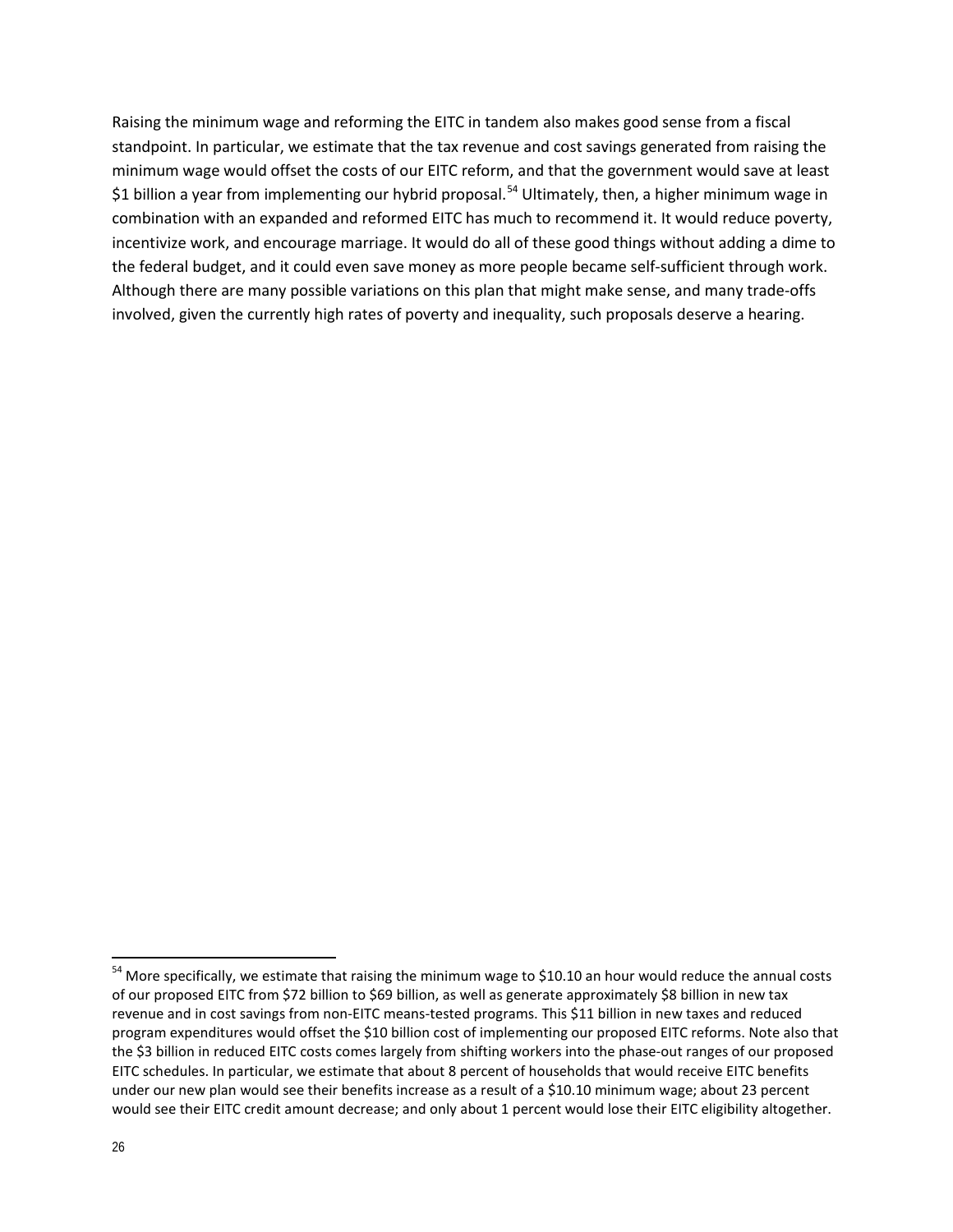Raising the minimum wage and reforming the EITC in tandem also makes good sense from a fiscal standpoint. In particular, we estimate that the tax revenue and cost savings generated from raising the minimum wage would offset the costs of our EITC reform, and that the government would save at least $1 billion a year from implementing our hybrid proposal.[54] Ultimately, then, a higher minimum wage in combination with an expanded and reformed EITC has much to recommend it. It would reduce poverty, incentivize work, and encourage marriage. It would do all of these good things without adding a dime to the federal budget, and it could even save money as more people became self-sufficient through work. Although there are many possible variations on this plan that might make sense, and many trade-offs involved, given the currently high rates of poverty and inequality, such proposals deserve a hearing.

---

[54] More specifically, we estimate that raising the minimum wage to $10.10 an hour would reduce the annual costs of our proposed EITC from $72 billion to $69 billion, as well as generate approximately $8 billion in new tax revenue and in cost savings from non-EITC means-tested programs. This $11 billion in new taxes and reduced program expenditures would offset the $10 billion cost of implementing our proposed EITC reforms. Note also that the $3 billion in reduced EITC costs comes largely from shifting workers into the phase-out ranges of our proposed EITC schedules. In particular, we estimate that about 8 percent of households that would receive EITC benefits under our new plan would see their benefits increase as a result of a $10.10 minimum wage; about 23 percent would see their EITC credit amount decrease; and only about 1 percent would lose their EITC eligibility altogether.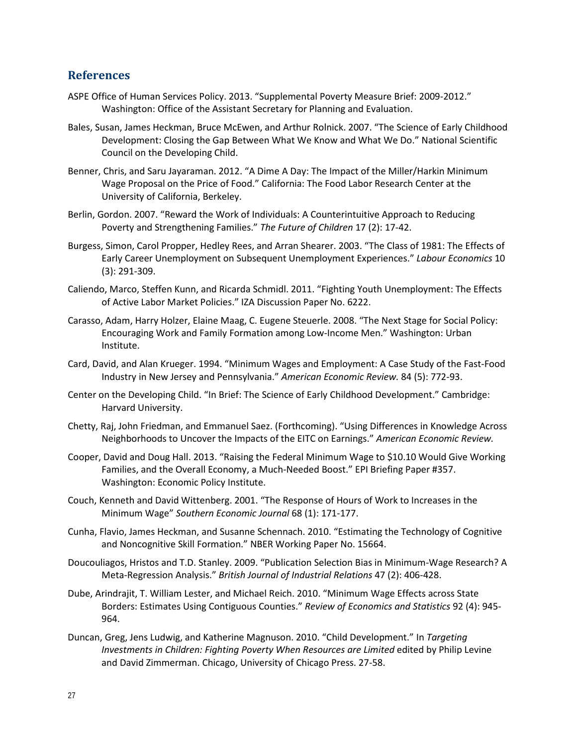## References

ASPE Office of Human Services Policy. 2013. "Supplemental Poverty Measure Brief: 2009-2012." Washington: Office of the Assistant Secretary for Planning and Evaluation.

Bales, Susan, James Heckman, Bruce McEwen, and Arthur Rolnick. 2007. "The Science of Early Childhood Development: Closing the Gap Between What We Know and What We Do." National Scientific Council on the Developing Child.

Benner, Chris, and Saru Jayaraman. 2012. "A Dime A Day: The Impact of the Miller/Harkin Minimum Wage Proposal on the Price of Food." California: The Food Labor Research Center at the University of California, Berkeley.

Berlin, Gordon. 2007. "Reward the Work of Individuals: A Counterintuitive Approach to Reducing Poverty and Strengthening Families." *The Future of Children* 17 (2): 17-42.

Burgess, Simon, Carol Propper, Hedley Rees, and Arran Shearer. 2003. "The Class of 1981: The Effects of Early Career Unemployment on Subsequent Unemployment Experiences." *Labour Economics* 10 (3): 291-309.

Caliendo, Marco, Steffen Kunn, and Ricarda Schmidl. 2011. "Fighting Youth Unemployment: The Effects of Active Labor Market Policies." IZA Discussion Paper No. 6222.

Carasso, Adam, Harry Holzer, Elaine Maag, C. Eugene Steuerle. 2008. "The Next Stage for Social Policy: Encouraging Work and Family Formation among Low-Income Men." Washington: Urban Institute.

Card, David, and Alan Krueger. 1994. "Minimum Wages and Employment: A Case Study of the Fast-Food Industry in New Jersey and Pennsylvania." *American Economic Review.* 84 (5): 772-93.

Center on the Developing Child. "In Brief: The Science of Early Childhood Development." Cambridge: Harvard University.

Chetty, Raj, John Friedman, and Emmanuel Saez. (Forthcoming). "Using Differences in Knowledge Across Neighborhoods to Uncover the Impacts of the EITC on Earnings." *American Economic Review.*

Cooper, David and Doug Hall. 2013. "Raising the Federal Minimum Wage to $10.10 Would Give Working Families, and the Overall Economy, a Much-Needed Boost." EPI Briefing Paper #357. Washington: Economic Policy Institute.

Couch, Kenneth and David Wittenberg. 2001. "The Response of Hours of Work to Increases in the Minimum Wage" *Southern Economic Journal* 68 (1): 171-177.

Cunha, Flavio, James Heckman, and Susanne Schennach. 2010. "Estimating the Technology of Cognitive and Noncognitive Skill Formation." NBER Working Paper No. 15664.

Doucouliagos, Hristos and T.D. Stanley. 2009. "Publication Selection Bias in Minimum-Wage Research? A Meta-Regression Analysis." *British Journal of Industrial Relations* 47 (2): 406-428.

Dube, Arindrajit, T. William Lester, and Michael Reich. 2010. "Minimum Wage Effects across State Borders: Estimates Using Contiguous Counties." *Review of Economics and Statistics* 92 (4): 945-964.

Duncan, Greg, Jens Ludwig, and Katherine Magnuson. 2010. "Child Development." In *Targeting Investments in Children: Fighting Poverty When Resources are Limited* edited by Philip Levine and David Zimmerman. Chicago, University of Chicago Press. 27-58.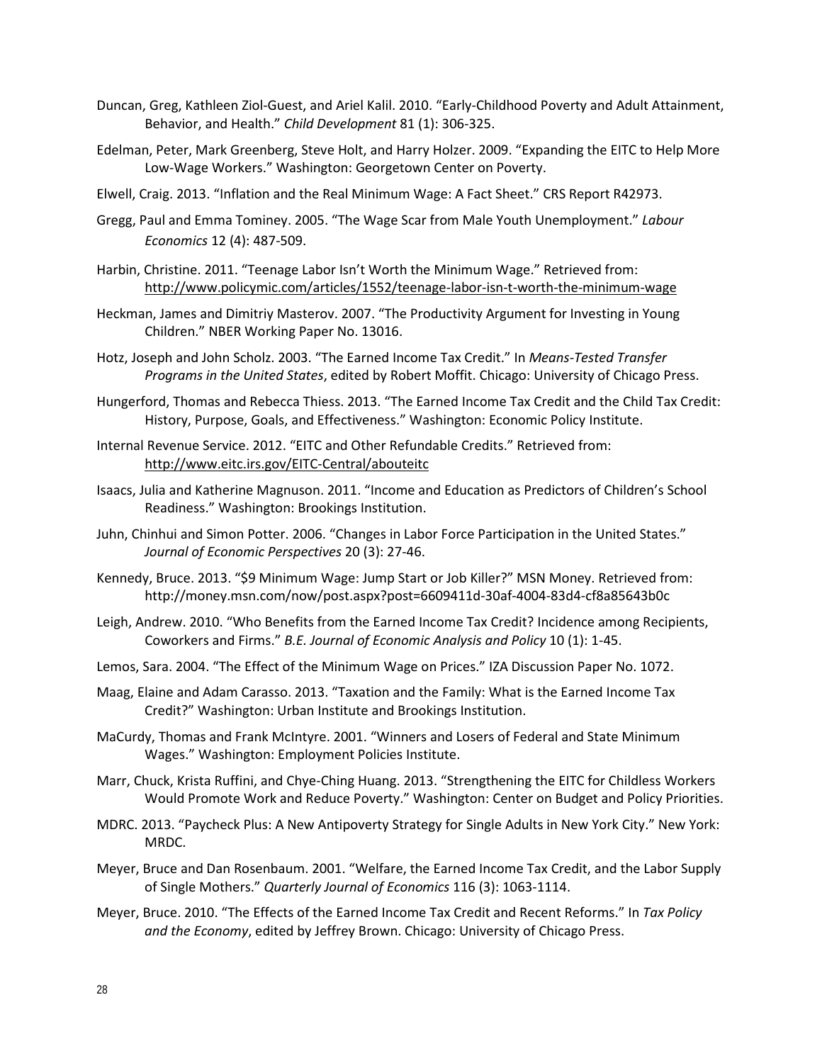Duncan, Greg, Kathleen Ziol-Guest, and Ariel Kalil. 2010. "Early-Childhood Poverty and Adult Attainment, Behavior, and Health." *Child Development* 81 (1): 306-325.

Edelman, Peter, Mark Greenberg, Steve Holt, and Harry Holzer. 2009. "Expanding the EITC to Help More Low-Wage Workers." Washington: Georgetown Center on Poverty.

Elwell, Craig. 2013. "Inflation and the Real Minimum Wage: A Fact Sheet." CRS Report R42973.

Gregg, Paul and Emma Tominey. 2005. "The Wage Scar from Male Youth Unemployment." *Labour Economics* 12 (4): 487-509.

Harbin, Christine. 2011. "Teenage Labor Isn't Worth the Minimum Wage." Retrieved from: http://www.policymic.com/articles/1552/teenage-labor-isn-t-worth-the-minimum-wage

Heckman, James and Dimitriy Masterov. 2007. "The Productivity Argument for Investing in Young Children." NBER Working Paper No. 13016.

Hotz, Joseph and John Scholz. 2003. "The Earned Income Tax Credit." In *Means-Tested Transfer Programs in the United States*, edited by Robert Moffit. Chicago: University of Chicago Press.

Hungerford, Thomas and Rebecca Thiess. 2013. "The Earned Income Tax Credit and the Child Tax Credit: History, Purpose, Goals, and Effectiveness." Washington: Economic Policy Institute.

Internal Revenue Service. 2012. "EITC and Other Refundable Credits." Retrieved from: http://www.eitc.irs.gov/EITC-Central/abouteitc

Isaacs, Julia and Katherine Magnuson. 2011. "Income and Education as Predictors of Children's School Readiness." Washington: Brookings Institution.

Juhn, Chinhui and Simon Potter. 2006. "Changes in Labor Force Participation in the United States." *Journal of Economic Perspectives* 20 (3): 27-46.

Kennedy, Bruce. 2013. "$9 Minimum Wage: Jump Start or Job Killer?" MSN Money. Retrieved from: http://money.msn.com/now/post.aspx?post=6609411d-30af-4004-83d4-cf8a85643b0c

Leigh, Andrew. 2010. "Who Benefits from the Earned Income Tax Credit? Incidence among Recipients, Coworkers and Firms." *B.E. Journal of Economic Analysis and Policy* 10 (1): 1-45.

Lemos, Sara. 2004. "The Effect of the Minimum Wage on Prices." IZA Discussion Paper No. 1072.

Maag, Elaine and Adam Carasso. 2013. "Taxation and the Family: What is the Earned Income Tax Credit?" Washington: Urban Institute and Brookings Institution.

MaCurdy, Thomas and Frank McIntyre. 2001. "Winners and Losers of Federal and State Minimum Wages." Washington: Employment Policies Institute.

Marr, Chuck, Krista Ruffini, and Chye-Ching Huang. 2013. "Strengthening the EITC for Childless Workers Would Promote Work and Reduce Poverty." Washington: Center on Budget and Policy Priorities.

MDRC. 2013. "Paycheck Plus: A New Antipoverty Strategy for Single Adults in New York City." New York: MRDC.

Meyer, Bruce and Dan Rosenbaum. 2001. "Welfare, the Earned Income Tax Credit, and the Labor Supply of Single Mothers." *Quarterly Journal of Economics* 116 (3): 1063-1114.

Meyer, Bruce. 2010. "The Effects of the Earned Income Tax Credit and Recent Reforms." In *Tax Policy and the Economy*, edited by Jeffrey Brown. Chicago: University of Chicago Press.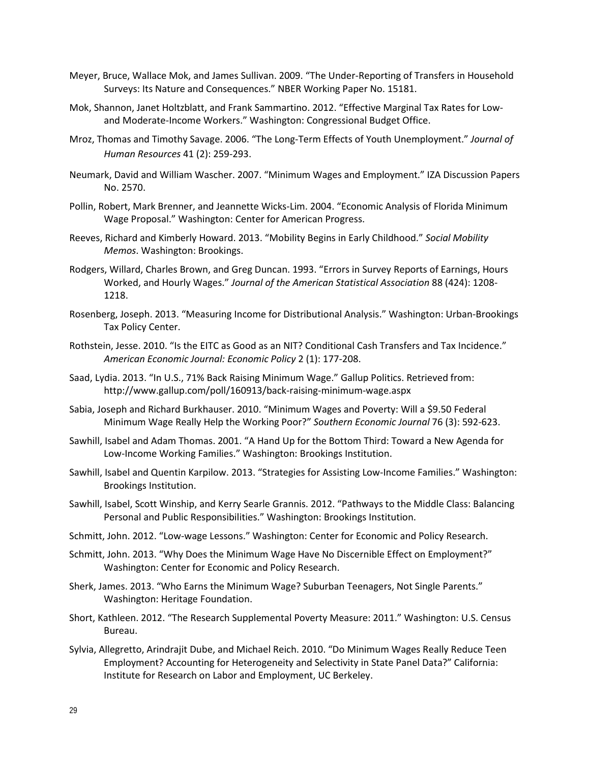Meyer, Bruce, Wallace Mok, and James Sullivan. 2009. "The Under-Reporting of Transfers in Household Surveys: Its Nature and Consequences." NBER Working Paper No. 15181.

Mok, Shannon, Janet Holtzblatt, and Frank Sammartino. 2012. "Effective Marginal Tax Rates for Low- and Moderate-Income Workers." Washington: Congressional Budget Office.

Mroz, Thomas and Timothy Savage. 2006. "The Long-Term Effects of Youth Unemployment." *Journal of Human Resources* 41 (2): 259-293.

Neumark, David and William Wascher. 2007. "Minimum Wages and Employment." IZA Discussion Papers No. 2570.

Pollin, Robert, Mark Brenner, and Jeannette Wicks-Lim. 2004. "Economic Analysis of Florida Minimum Wage Proposal." Washington: Center for American Progress.

Reeves, Richard and Kimberly Howard. 2013. "Mobility Begins in Early Childhood." *Social Mobility Memos*. Washington: Brookings.

Rodgers, Willard, Charles Brown, and Greg Duncan. 1993. "Errors in Survey Reports of Earnings, Hours Worked, and Hourly Wages." *Journal of the American Statistical Association* 88 (424): 1208-1218.

Rosenberg, Joseph. 2013. "Measuring Income for Distributional Analysis." Washington: Urban-Brookings Tax Policy Center.

Rothstein, Jesse. 2010. "Is the EITC as Good as an NIT? Conditional Cash Transfers and Tax Incidence." *American Economic Journal: Economic Policy* 2 (1): 177-208.

Saad, Lydia. 2013. "In U.S., 71% Back Raising Minimum Wage." Gallup Politics. Retrieved from: http://www.gallup.com/poll/160913/back-raising-minimum-wage.aspx

Sabia, Joseph and Richard Burkhauser. 2010. "Minimum Wages and Poverty: Will a $9.50 Federal Minimum Wage Really Help the Working Poor?" *Southern Economic Journal* 76 (3): 592-623.

Sawhill, Isabel and Adam Thomas. 2001. "A Hand Up for the Bottom Third: Toward a New Agenda for Low-Income Working Families." Washington: Brookings Institution.

Sawhill, Isabel and Quentin Karpilow. 2013. "Strategies for Assisting Low-Income Families." Washington: Brookings Institution.

Sawhill, Isabel, Scott Winship, and Kerry Searle Grannis. 2012. "Pathways to the Middle Class: Balancing Personal and Public Responsibilities." Washington: Brookings Institution.

Schmitt, John. 2012. "Low-wage Lessons." Washington: Center for Economic and Policy Research.

Schmitt, John. 2013. "Why Does the Minimum Wage Have No Discernible Effect on Employment?" Washington: Center for Economic and Policy Research.

Sherk, James. 2013. "Who Earns the Minimum Wage? Suburban Teenagers, Not Single Parents." Washington: Heritage Foundation.

Short, Kathleen. 2012. "The Research Supplemental Poverty Measure: 2011." Washington: U.S. Census Bureau.

Sylvia, Allegretto, Arindrajit Dube, and Michael Reich. 2010. "Do Minimum Wages Really Reduce Teen Employment? Accounting for Heterogeneity and Selectivity in State Panel Data?" California: Institute for Research on Labor and Employment, UC Berkeley.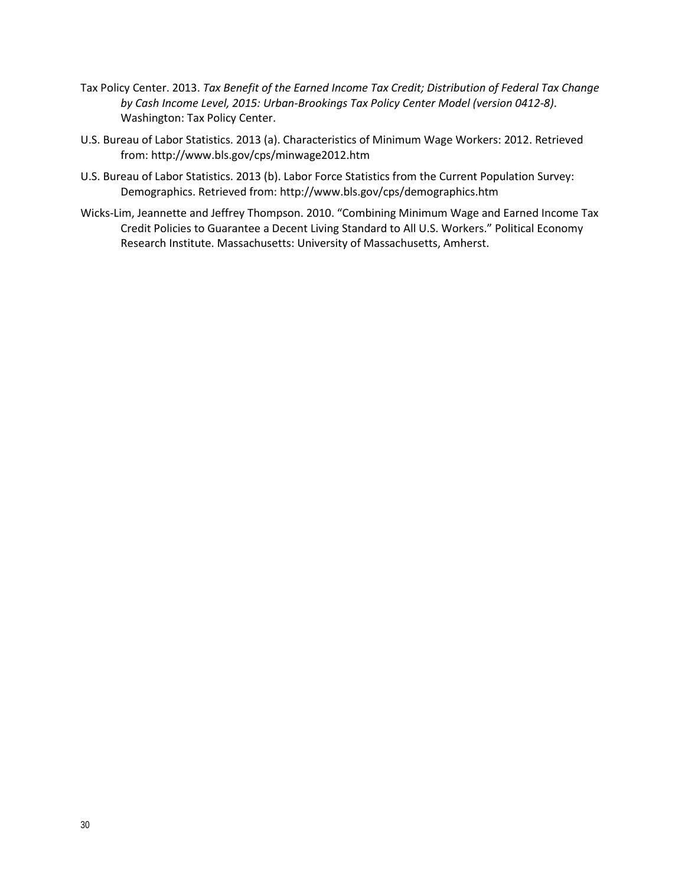Tax Policy Center. 2013. *Tax Benefit of the Earned Income Tax Credit; Distribution of Federal Tax Change by Cash Income Level, 2015: Urban-Brookings Tax Policy Center Model (version 0412-8)*. Washington: Tax Policy Center.

U.S. Bureau of Labor Statistics. 2013 (a). Characteristics of Minimum Wage Workers: 2012. Retrieved from: http://www.bls.gov/cps/minwage2012.htm

U.S. Bureau of Labor Statistics. 2013 (b). Labor Force Statistics from the Current Population Survey: Demographics. Retrieved from: http://www.bls.gov/cps/demographics.htm

Wicks-Lim, Jeannette and Jeffrey Thompson. 2010. "Combining Minimum Wage and Earned Income Tax Credit Policies to Guarantee a Decent Living Standard to All U.S. Workers." Political Economy Research Institute. Massachusetts: University of Massachusetts, Amherst.